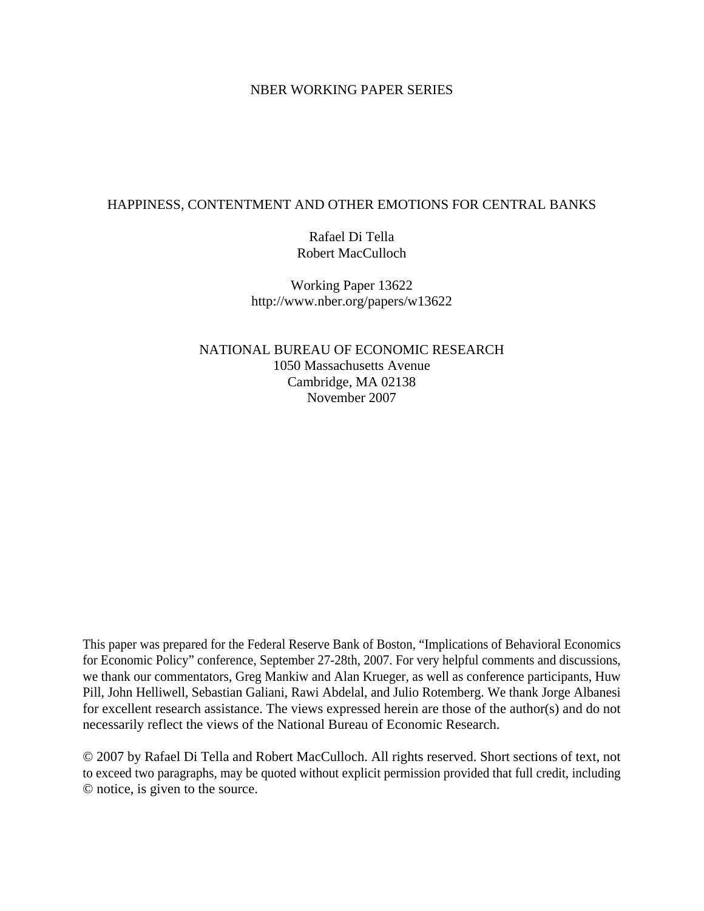NBER WORKING PAPER SERIES

# HAPPINESS, CONTENTMENT AND OTHER EMOTIONS FOR CENTRAL BANKS

Rafael Di Tella
Robert MacCulloch

Working Paper 13622
http://www.nber.org/papers/w13622

NATIONAL BUREAU OF ECONOMIC RESEARCH
1050 Massachusetts Avenue
Cambridge, MA 02138
November 2007

This paper was prepared for the Federal Reserve Bank of Boston, "Implications of Behavioral Economics for Economic Policy" conference, September 27-28th, 2007. For very helpful comments and discussions, we thank our commentators, Greg Mankiw and Alan Krueger, as well as conference participants, Huw Pill, John Helliwell, Sebastian Galiani, Rawi Abdelal, and Julio Rotemberg. We thank Jorge Albanesi for excellent research assistance. The views expressed herein are those of the author(s) and do not necessarily reflect the views of the National Bureau of Economic Research.

© 2007 by Rafael Di Tella and Robert MacCulloch. All rights reserved. Short sections of text, not to exceed two paragraphs, may be quoted without explicit permission provided that full credit, including © notice, is given to the source.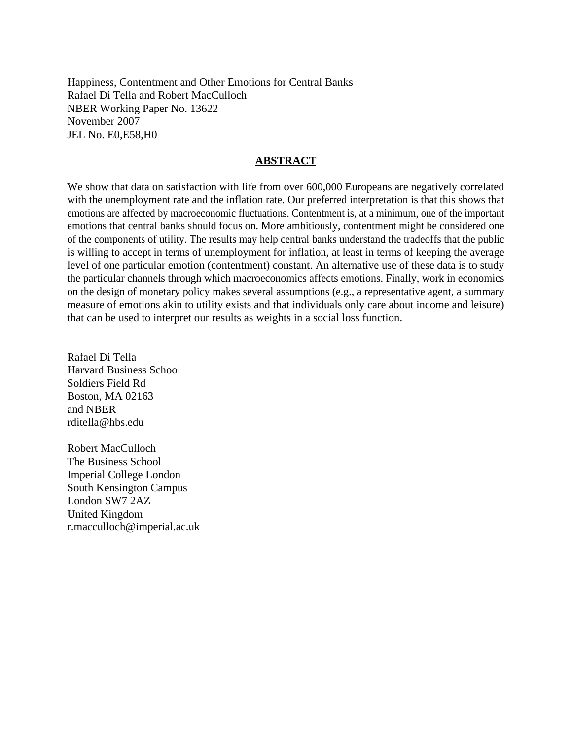Happiness, Contentment and Other Emotions for Central Banks
Rafael Di Tella and Robert MacCulloch
NBER Working Paper No. 13622
November 2007
JEL No. E0,E58,H0

## **ABSTRACT**

We show that data on satisfaction with life from over 600,000 Europeans are negatively correlated with the unemployment rate and the inflation rate. Our preferred interpretation is that this shows that emotions are affected by macroeconomic fluctuations. Contentment is, at a minimum, one of the important emotions that central banks should focus on. More ambitiously, contentment might be considered one of the components of utility. The results may help central banks understand the tradeoffs that the public is willing to accept in terms of unemployment for inflation, at least in terms of keeping the average level of one particular emotion (contentment) constant. An alternative use of these data is to study the particular channels through which macroeconomics affects emotions. Finally, work in economics on the design of monetary policy makes several assumptions (e.g., a representative agent, a summary measure of emotions akin to utility exists and that individuals only care about income and leisure) that can be used to interpret our results as weights in a social loss function.

Rafael Di Tella
Harvard Business School
Soldiers Field Rd
Boston, MA 02163
and NBER
rditella@hbs.edu

Robert MacCulloch
The Business School
Imperial College London
South Kensington Campus
London SW7 2AZ
United Kingdom
r.macculloch@imperial.ac.uk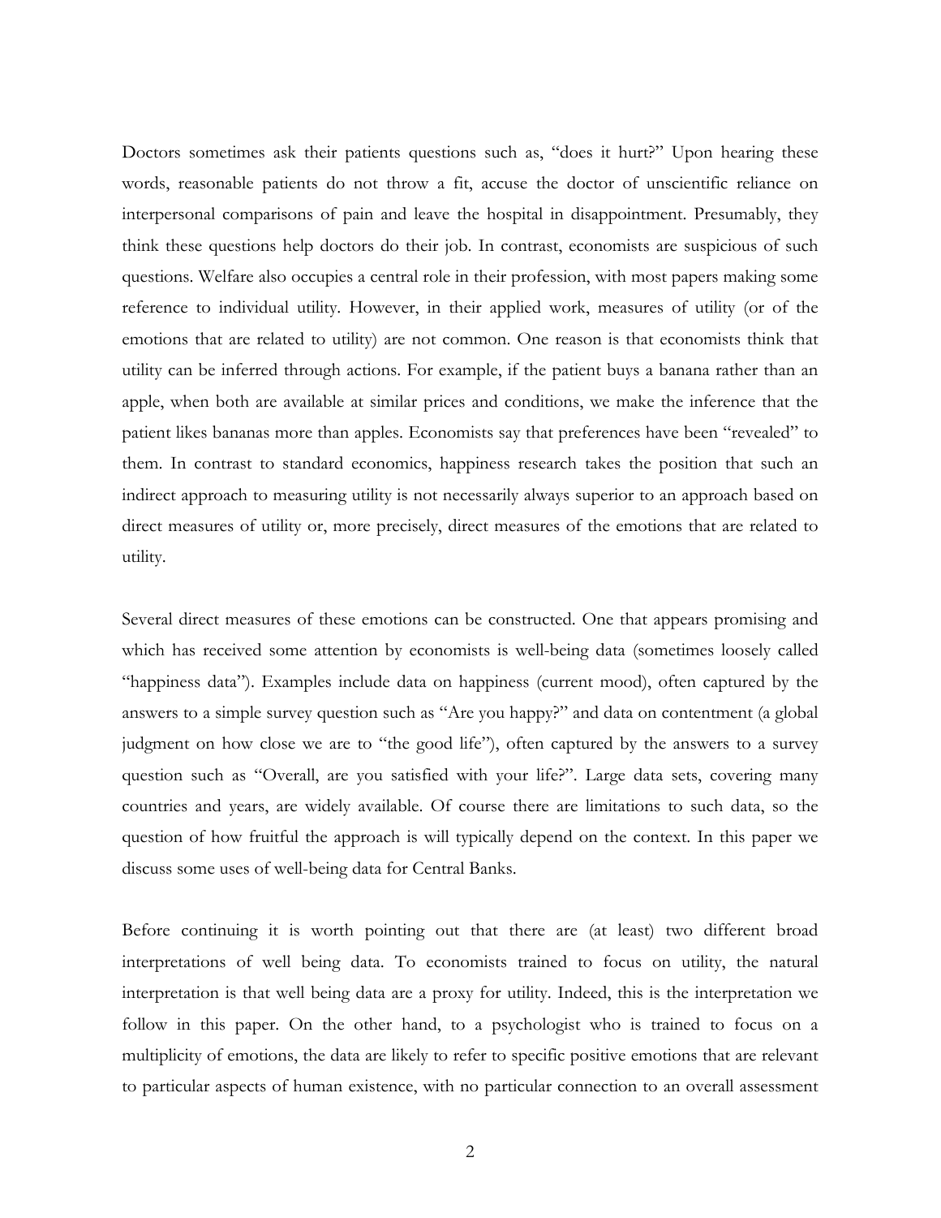Doctors sometimes ask their patients questions such as, "does it hurt?" Upon hearing these words, reasonable patients do not throw a fit, accuse the doctor of unscientific reliance on interpersonal comparisons of pain and leave the hospital in disappointment. Presumably, they think these questions help doctors do their job. In contrast, economists are suspicious of such questions. Welfare also occupies a central role in their profession, with most papers making some reference to individual utility. However, in their applied work, measures of utility (or of the emotions that are related to utility) are not common. One reason is that economists think that utility can be inferred through actions. For example, if the patient buys a banana rather than an apple, when both are available at similar prices and conditions, we make the inference that the patient likes bananas more than apples. Economists say that preferences have been "revealed" to them. In contrast to standard economics, happiness research takes the position that such an indirect approach to measuring utility is not necessarily always superior to an approach based on direct measures of utility or, more precisely, direct measures of the emotions that are related to utility.

Several direct measures of these emotions can be constructed. One that appears promising and which has received some attention by economists is well-being data (sometimes loosely called "happiness data"). Examples include data on happiness (current mood), often captured by the answers to a simple survey question such as "Are you happy?" and data on contentment (a global judgment on how close we are to "the good life"), often captured by the answers to a survey question such as "Overall, are you satisfied with your life?". Large data sets, covering many countries and years, are widely available. Of course there are limitations to such data, so the question of how fruitful the approach is will typically depend on the context. In this paper we discuss some uses of well-being data for Central Banks.

Before continuing it is worth pointing out that there are (at least) two different broad interpretations of well being data. To economists trained to focus on utility, the natural interpretation is that well being data are a proxy for utility. Indeed, this is the interpretation we follow in this paper. On the other hand, to a psychologist who is trained to focus on a multiplicity of emotions, the data are likely to refer to specific positive emotions that are relevant to particular aspects of human existence, with no particular connection to an overall assessment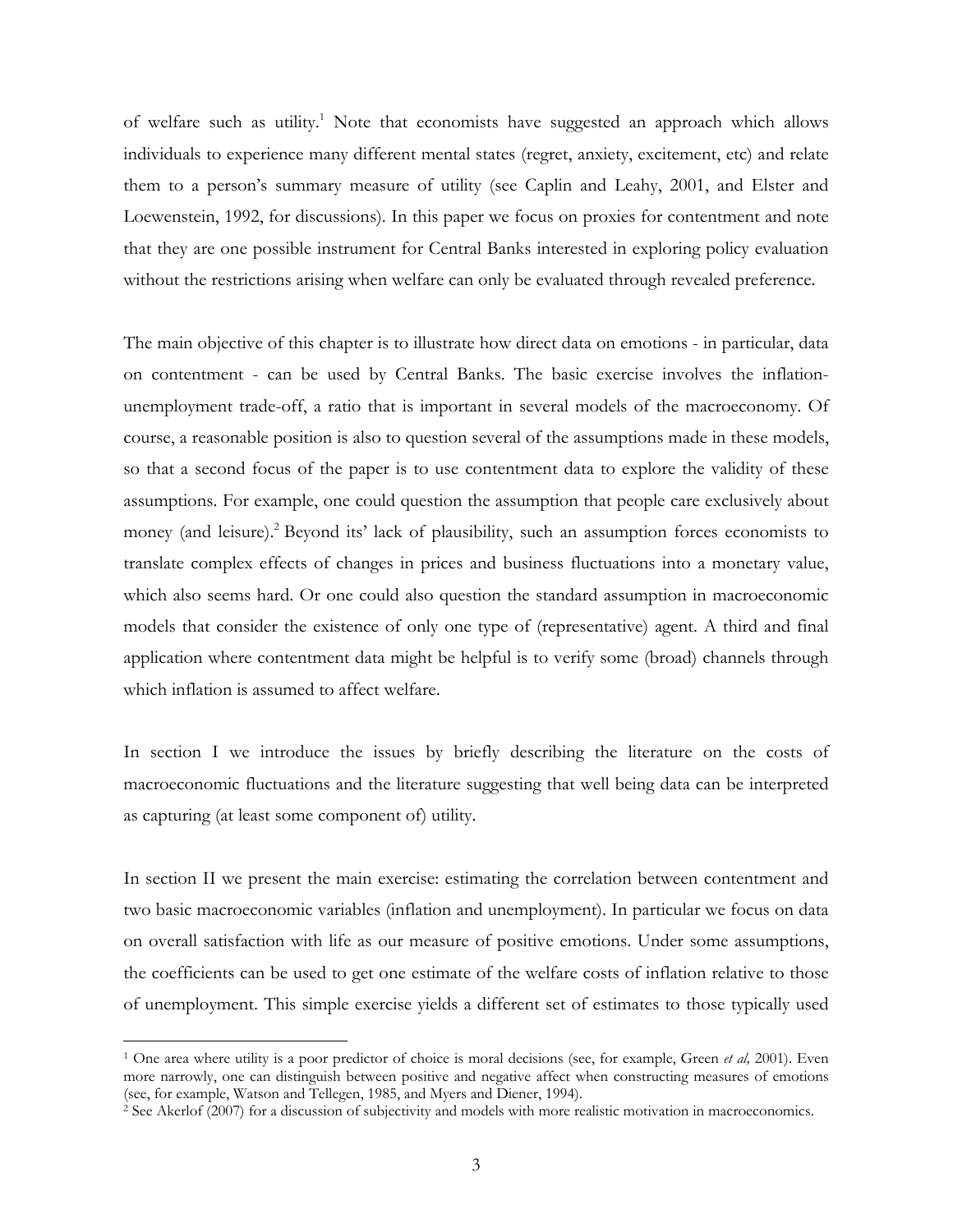of welfare such as utility.[1] Note that economists have suggested an approach which allows individuals to experience many different mental states (regret, anxiety, excitement, etc) and relate them to a person's summary measure of utility (see Caplin and Leahy, 2001, and Elster and Loewenstein, 1992, for discussions). In this paper we focus on proxies for contentment and note that they are one possible instrument for Central Banks interested in exploring policy evaluation without the restrictions arising when welfare can only be evaluated through revealed preference.

The main objective of this chapter is to illustrate how direct data on emotions - in particular, data on contentment - can be used by Central Banks. The basic exercise involves the inflation-unemployment trade-off, a ratio that is important in several models of the macroeconomy. Of course, a reasonable position is also to question several of the assumptions made in these models, so that a second focus of the paper is to use contentment data to explore the validity of these assumptions. For example, one could question the assumption that people care exclusively about money (and leisure).[2] Beyond its' lack of plausibility, such an assumption forces economists to translate complex effects of changes in prices and business fluctuations into a monetary value, which also seems hard. Or one could also question the standard assumption in macroeconomic models that consider the existence of only one type of (representative) agent. A third and final application where contentment data might be helpful is to verify some (broad) channels through which inflation is assumed to affect welfare.

In section I we introduce the issues by briefly describing the literature on the costs of macroeconomic fluctuations and the literature suggesting that well being data can be interpreted as capturing (at least some component of) utility.

In section II we present the main exercise: estimating the correlation between contentment and two basic macroeconomic variables (inflation and unemployment). In particular we focus on data on overall satisfaction with life as our measure of positive emotions. Under some assumptions, the coefficients can be used to get one estimate of the welfare costs of inflation relative to those of unemployment. This simple exercise yields a different set of estimates to those typically used

---

[1] One area where utility is a poor predictor of choice is moral decisions (see, for example, Green *et al,* 2001). Even more narrowly, one can distinguish between positive and negative affect when constructing measures of emotions (see, for example, Watson and Tellegen, 1985, and Myers and Diener, 1994).

[2] See Akerlof (2007) for a discussion of subjectivity and models with more realistic motivation in macroeconomics.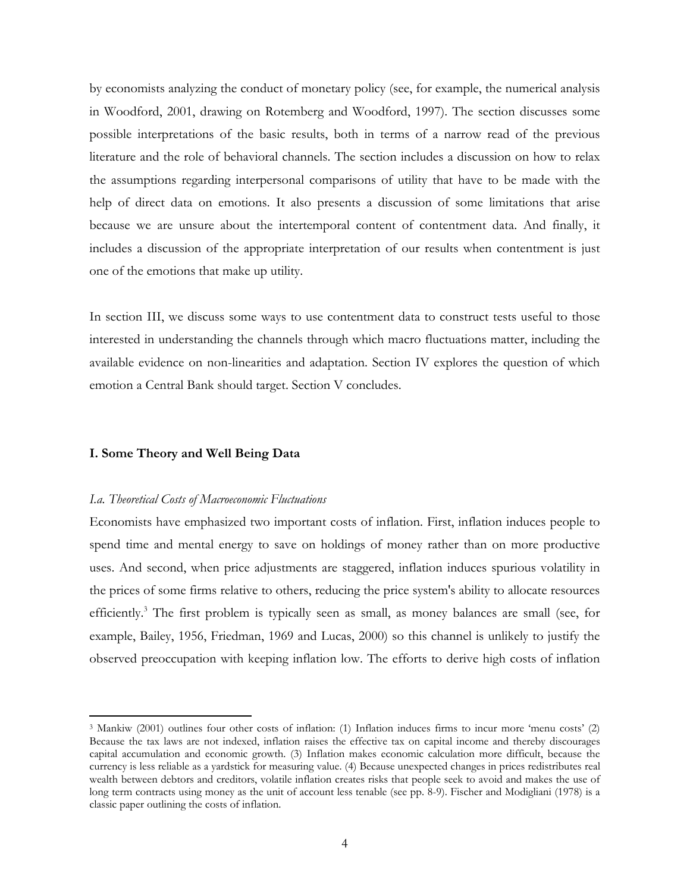by economists analyzing the conduct of monetary policy (see, for example, the numerical analysis in Woodford, 2001, drawing on Rotemberg and Woodford, 1997). The section discusses some possible interpretations of the basic results, both in terms of a narrow read of the previous literature and the role of behavioral channels. The section includes a discussion on how to relax the assumptions regarding interpersonal comparisons of utility that have to be made with the help of direct data on emotions. It also presents a discussion of some limitations that arise because we are unsure about the intertemporal content of contentment data. And finally, it includes a discussion of the appropriate interpretation of our results when contentment is just one of the emotions that make up utility.

In section III, we discuss some ways to use contentment data to construct tests useful to those interested in understanding the channels through which macro fluctuations matter, including the available evidence on non-linearities and adaptation. Section IV explores the question of which emotion a Central Bank should target. Section V concludes.

## I. Some Theory and Well Being Data

### *I.a. Theoretical Costs of Macroeconomic Fluctuations*

Economists have emphasized two important costs of inflation. First, inflation induces people to spend time and mental energy to save on holdings of money rather than on more productive uses. And second, when price adjustments are staggered, inflation induces spurious volatility in the prices of some firms relative to others, reducing the price system's ability to allocate resources efficiently.[3] The first problem is typically seen as small, as money balances are small (see, for example, Bailey, 1956, Friedman, 1969 and Lucas, 2000) so this channel is unlikely to justify the observed preoccupation with keeping inflation low. The efforts to derive high costs of inflation

[3] Mankiw (2001) outlines four other costs of inflation: (1) Inflation induces firms to incur more 'menu costs' (2) Because the tax laws are not indexed, inflation raises the effective tax on capital income and thereby discourages capital accumulation and economic growth. (3) Inflation makes economic calculation more difficult, because the currency is less reliable as a yardstick for measuring value. (4) Because unexpected changes in prices redistributes real wealth between debtors and creditors, volatile inflation creates risks that people seek to avoid and makes the use of long term contracts using money as the unit of account less tenable (see pp. 8-9). Fischer and Modigliani (1978) is a classic paper outlining the costs of inflation.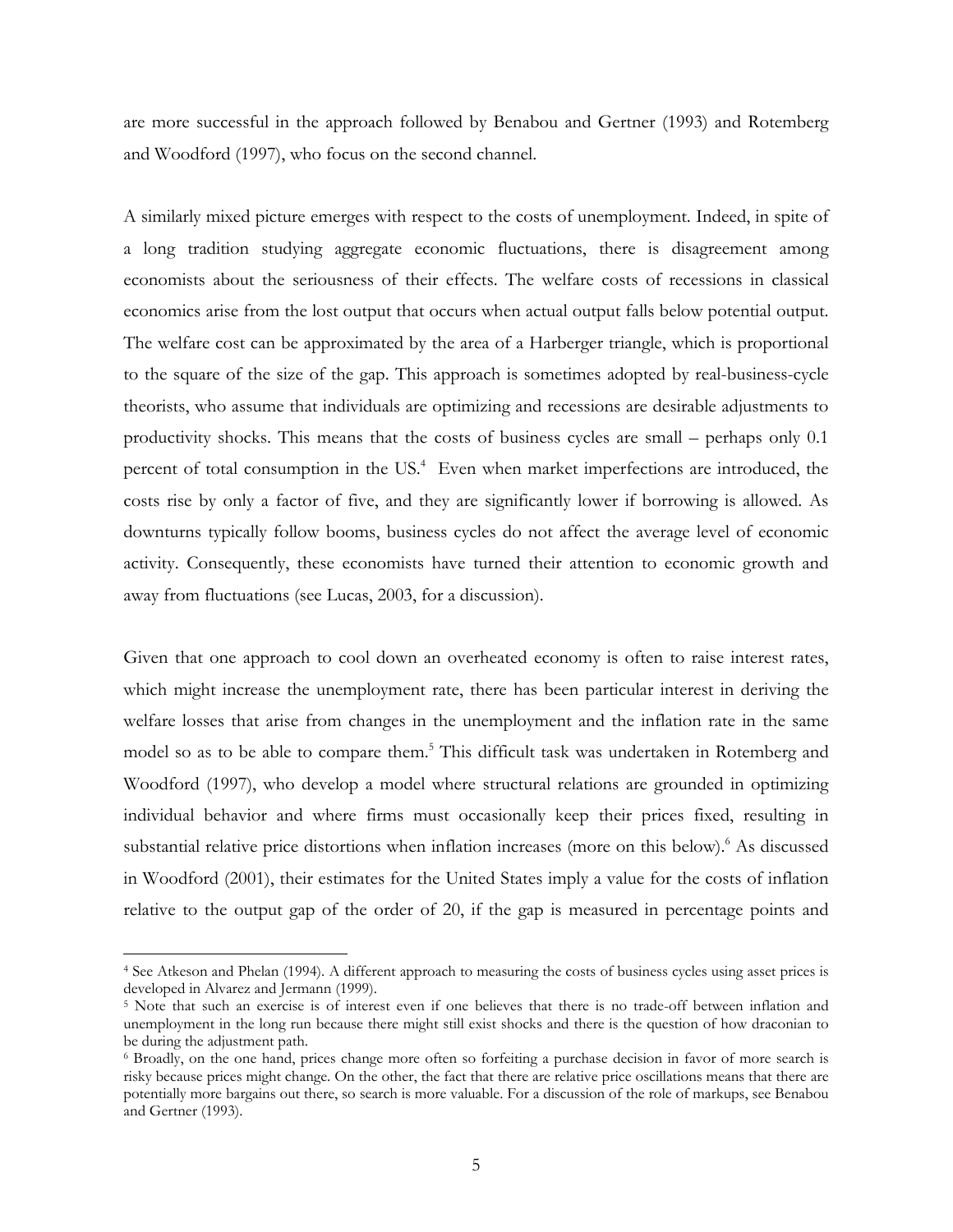are more successful in the approach followed by Benabou and Gertner (1993) and Rotemberg and Woodford (1997), who focus on the second channel.

A similarly mixed picture emerges with respect to the costs of unemployment. Indeed, in spite of a long tradition studying aggregate economic fluctuations, there is disagreement among economists about the seriousness of their effects. The welfare costs of recessions in classical economics arise from the lost output that occurs when actual output falls below potential output. The welfare cost can be approximated by the area of a Harberger triangle, which is proportional to the square of the size of the gap. This approach is sometimes adopted by real-business-cycle theorists, who assume that individuals are optimizing and recessions are desirable adjustments to productivity shocks. This means that the costs of business cycles are small – perhaps only 0.1 percent of total consumption in the US.[4] Even when market imperfections are introduced, the costs rise by only a factor of five, and they are significantly lower if borrowing is allowed. As downturns typically follow booms, business cycles do not affect the average level of economic activity. Consequently, these economists have turned their attention to economic growth and away from fluctuations (see Lucas, 2003, for a discussion).

Given that one approach to cool down an overheated economy is often to raise interest rates, which might increase the unemployment rate, there has been particular interest in deriving the welfare losses that arise from changes in the unemployment and the inflation rate in the same model so as to be able to compare them.[5] This difficult task was undertaken in Rotemberg and Woodford (1997), who develop a model where structural relations are grounded in optimizing individual behavior and where firms must occasionally keep their prices fixed, resulting in substantial relative price distortions when inflation increases (more on this below).[6] As discussed in Woodford (2001), their estimates for the United States imply a value for the costs of inflation relative to the output gap of the order of 20, if the gap is measured in percentage points and

[4] See Atkeson and Phelan (1994). A different approach to measuring the costs of business cycles using asset prices is developed in Alvarez and Jermann (1999).

[5] Note that such an exercise is of interest even if one believes that there is no trade-off between inflation and unemployment in the long run because there might still exist shocks and there is the question of how draconian to be during the adjustment path.

[6] Broadly, on the one hand, prices change more often so forfeiting a purchase decision in favor of more search is risky because prices might change. On the other, the fact that there are relative price oscillations means that there are potentially more bargains out there, so search is more valuable. For a discussion of the role of markups, see Benabou and Gertner (1993).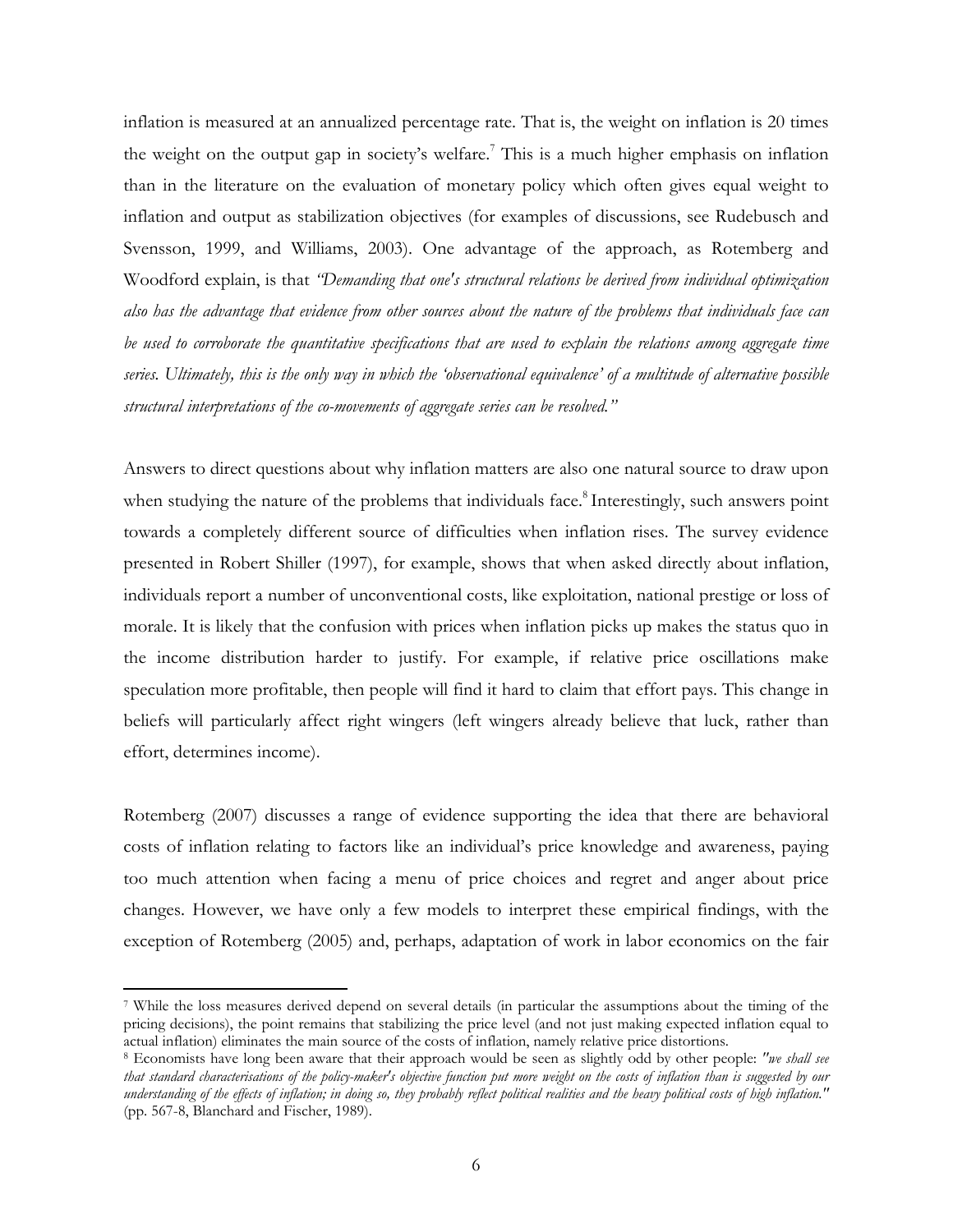inflation is measured at an annualized percentage rate. That is, the weight on inflation is 20 times the weight on the output gap in society's welfare.[7] This is a much higher emphasis on inflation than in the literature on the evaluation of monetary policy which often gives equal weight to inflation and output as stabilization objectives (for examples of discussions, see Rudebusch and Svensson, 1999, and Williams, 2003). One advantage of the approach, as Rotemberg and Woodford explain, is that *"Demanding that one's structural relations be derived from individual optimization also has the advantage that evidence from other sources about the nature of the problems that individuals face can be used to corroborate the quantitative specifications that are used to explain the relations among aggregate time series. Ultimately, this is the only way in which the 'observational equivalence' of a multitude of alternative possible structural interpretations of the co-movements of aggregate series can be resolved."*

Answers to direct questions about why inflation matters are also one natural source to draw upon when studying the nature of the problems that individuals face.[8] Interestingly, such answers point towards a completely different source of difficulties when inflation rises. The survey evidence presented in Robert Shiller (1997), for example, shows that when asked directly about inflation, individuals report a number of unconventional costs, like exploitation, national prestige or loss of morale. It is likely that the confusion with prices when inflation picks up makes the status quo in the income distribution harder to justify. For example, if relative price oscillations make speculation more profitable, then people will find it hard to claim that effort pays. This change in beliefs will particularly affect right wingers (left wingers already believe that luck, rather than effort, determines income).

Rotemberg (2007) discusses a range of evidence supporting the idea that there are behavioral costs of inflation relating to factors like an individual's price knowledge and awareness, paying too much attention when facing a menu of price choices and regret and anger about price changes. However, we have only a few models to interpret these empirical findings, with the exception of Rotemberg (2005) and, perhaps, adaptation of work in labor economics on the fair

---

[7] While the loss measures derived depend on several details (in particular the assumptions about the timing of the pricing decisions), the point remains that stabilizing the price level (and not just making expected inflation equal to actual inflation) eliminates the main source of the costs of inflation, namely relative price distortions.

[8] Economists have long been aware that their approach would be seen as slightly odd by other people: *"we shall see that standard characterisations of the policy-maker's objective function put more weight on the costs of inflation than is suggested by our understanding of the effects of inflation; in doing so, they probably reflect political realities and the heavy political costs of high inflation."* (pp. 567-8, Blanchard and Fischer, 1989).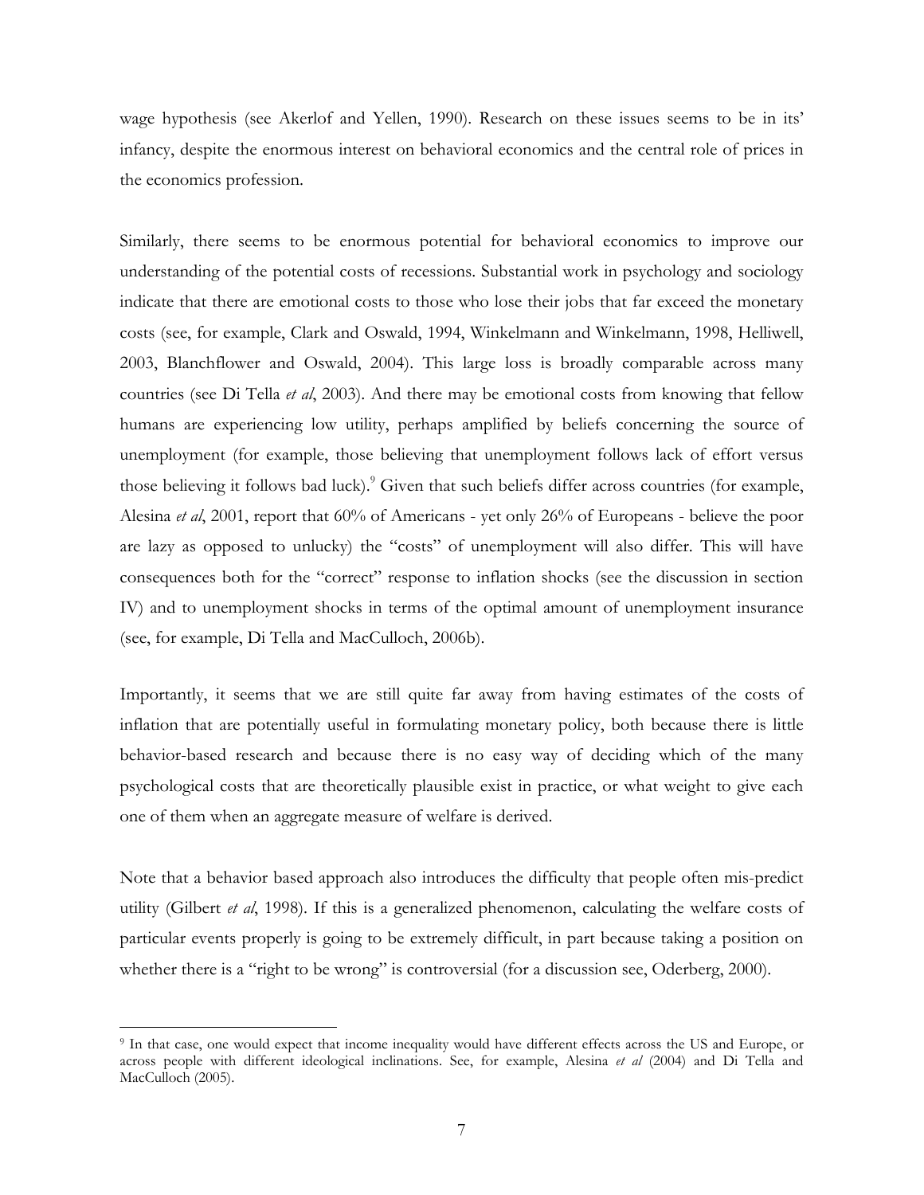wage hypothesis (see Akerlof and Yellen, 1990). Research on these issues seems to be in its' infancy, despite the enormous interest on behavioral economics and the central role of prices in the economics profession.

Similarly, there seems to be enormous potential for behavioral economics to improve our understanding of the potential costs of recessions. Substantial work in psychology and sociology indicate that there are emotional costs to those who lose their jobs that far exceed the monetary costs (see, for example, Clark and Oswald, 1994, Winkelmann and Winkelmann, 1998, Helliwell, 2003, Blanchflower and Oswald, 2004). This large loss is broadly comparable across many countries (see Di Tella *et al*, 2003). And there may be emotional costs from knowing that fellow humans are experiencing low utility, perhaps amplified by beliefs concerning the source of unemployment (for example, those believing that unemployment follows lack of effort versus those believing it follows bad luck).[9] Given that such beliefs differ across countries (for example, Alesina *et al*, 2001, report that 60% of Americans - yet only 26% of Europeans - believe the poor are lazy as opposed to unlucky) the "costs" of unemployment will also differ. This will have consequences both for the "correct" response to inflation shocks (see the discussion in section IV) and to unemployment shocks in terms of the optimal amount of unemployment insurance (see, for example, Di Tella and MacCulloch, 2006b).

Importantly, it seems that we are still quite far away from having estimates of the costs of inflation that are potentially useful in formulating monetary policy, both because there is little behavior-based research and because there is no easy way of deciding which of the many psychological costs that are theoretically plausible exist in practice, or what weight to give each one of them when an aggregate measure of welfare is derived.

Note that a behavior based approach also introduces the difficulty that people often mis-predict utility (Gilbert *et al*, 1998). If this is a generalized phenomenon, calculating the welfare costs of particular events properly is going to be extremely difficult, in part because taking a position on whether there is a "right to be wrong" is controversial (for a discussion see, Oderberg, 2000).

---

[9] In that case, one would expect that income inequality would have different effects across the US and Europe, or across people with different ideological inclinations. See, for example, Alesina *et al* (2004) and Di Tella and MacCulloch (2005).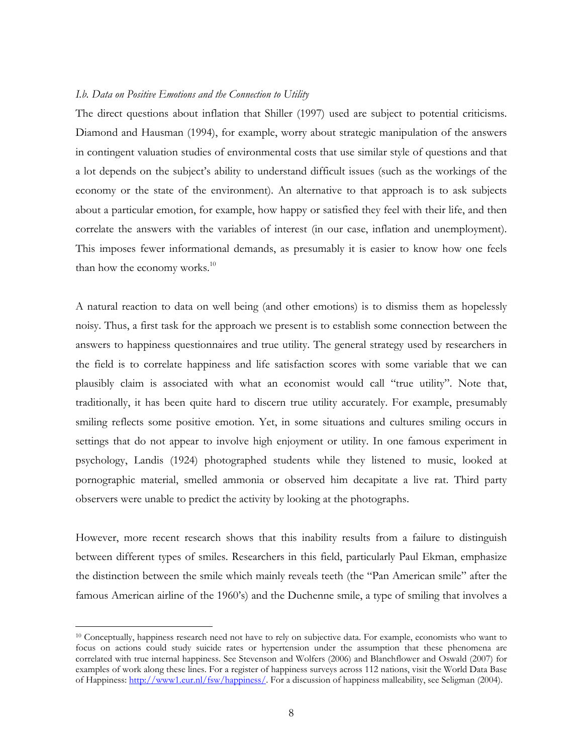### *I.b. Data on Positive Emotions and the Connection to Utility*

The direct questions about inflation that Shiller (1997) used are subject to potential criticisms. Diamond and Hausman (1994), for example, worry about strategic manipulation of the answers in contingent valuation studies of environmental costs that use similar style of questions and that a lot depends on the subject's ability to understand difficult issues (such as the workings of the economy or the state of the environment). An alternative to that approach is to ask subjects about a particular emotion, for example, how happy or satisfied they feel with their life, and then correlate the answers with the variables of interest (in our case, inflation and unemployment). This imposes fewer informational demands, as presumably it is easier to know how one feels than how the economy works.[10]

A natural reaction to data on well being (and other emotions) is to dismiss them as hopelessly noisy. Thus, a first task for the approach we present is to establish some connection between the answers to happiness questionnaires and true utility. The general strategy used by researchers in the field is to correlate happiness and life satisfaction scores with some variable that we can plausibly claim is associated with what an economist would call "true utility". Note that, traditionally, it has been quite hard to discern true utility accurately. For example, presumably smiling reflects some positive emotion. Yet, in some situations and cultures smiling occurs in settings that do not appear to involve high enjoyment or utility. In one famous experiment in psychology, Landis (1924) photographed students while they listened to music, looked at pornographic material, smelled ammonia or observed him decapitate a live rat. Third party observers were unable to predict the activity by looking at the photographs.

However, more recent research shows that this inability results from a failure to distinguish between different types of smiles. Researchers in this field, particularly Paul Ekman, emphasize the distinction between the smile which mainly reveals teeth (the "Pan American smile" after the famous American airline of the 1960's) and the Duchenne smile, a type of smiling that involves a

---

[10] Conceptually, happiness research need not have to rely on subjective data. For example, economists who want to focus on actions could study suicide rates or hypertension under the assumption that these phenomena are correlated with true internal happiness. See Stevenson and Wolfers (2006) and Blanchflower and Oswald (2007) for examples of work along these lines. For a register of happiness surveys across 112 nations, visit the World Data Base of Happiness: http://www1.eur.nl/fsw/happiness/. For a discussion of happiness malleability, see Seligman (2004).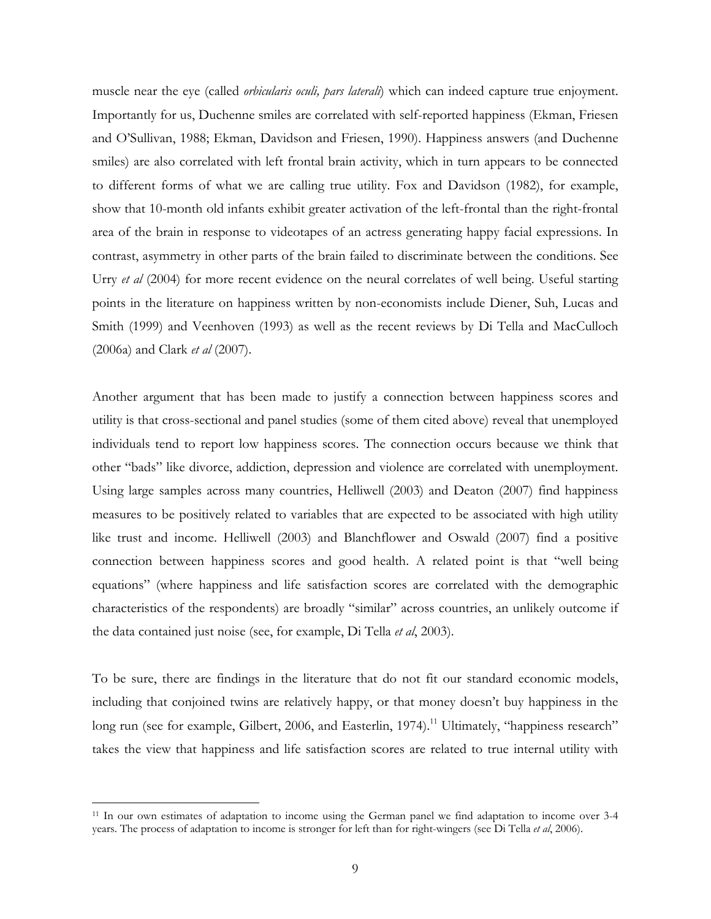muscle near the eye (called *orbicularis oculi, pars laterali*) which can indeed capture true enjoyment. Importantly for us, Duchenne smiles are correlated with self-reported happiness (Ekman, Friesen and O'Sullivan, 1988; Ekman, Davidson and Friesen, 1990). Happiness answers (and Duchenne smiles) are also correlated with left frontal brain activity, which in turn appears to be connected to different forms of what we are calling true utility. Fox and Davidson (1982), for example, show that 10-month old infants exhibit greater activation of the left-frontal than the right-frontal area of the brain in response to videotapes of an actress generating happy facial expressions. In contrast, asymmetry in other parts of the brain failed to discriminate between the conditions. See Urry *et al* (2004) for more recent evidence on the neural correlates of well being. Useful starting points in the literature on happiness written by non-economists include Diener, Suh, Lucas and Smith (1999) and Veenhoven (1993) as well as the recent reviews by Di Tella and MacCulloch (2006a) and Clark *et al* (2007).

Another argument that has been made to justify a connection between happiness scores and utility is that cross-sectional and panel studies (some of them cited above) reveal that unemployed individuals tend to report low happiness scores. The connection occurs because we think that other "bads" like divorce, addiction, depression and violence are correlated with unemployment. Using large samples across many countries, Helliwell (2003) and Deaton (2007) find happiness measures to be positively related to variables that are expected to be associated with high utility like trust and income. Helliwell (2003) and Blanchflower and Oswald (2007) find a positive connection between happiness scores and good health. A related point is that "well being equations" (where happiness and life satisfaction scores are correlated with the demographic characteristics of the respondents) are broadly "similar" across countries, an unlikely outcome if the data contained just noise (see, for example, Di Tella *et al*, 2003).

To be sure, there are findings in the literature that do not fit our standard economic models, including that conjoined twins are relatively happy, or that money doesn't buy happiness in the long run (see for example, Gilbert, 2006, and Easterlin, 1974).[11] Ultimately, "happiness research" takes the view that happiness and life satisfaction scores are related to true internal utility with

---

[11] In our own estimates of adaptation to income using the German panel we find adaptation to income over 3-4 years. The process of adaptation to income is stronger for left than for right-wingers (see Di Tella *et al*, 2006).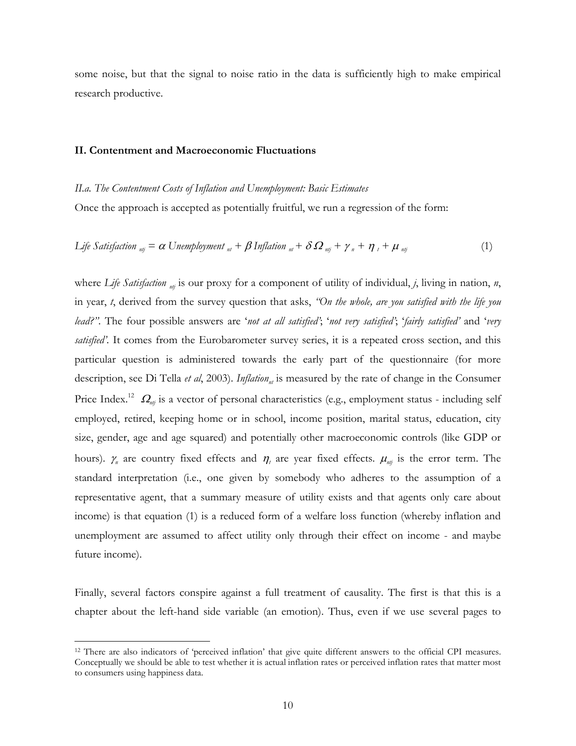some noise, but that the signal to noise ratio in the data is sufficiently high to make empirical research productive.

## II. Contentment and Macroeconomic Fluctuations

### *II.a. The Contentment Costs of Inflation and Unemployment: Basic Estimates*

Once the approach is accepted as potentially fruitful, we run a regression of the form:

$$Life\ Satisfaction_{ntj} = \alpha\ Unemployment_{nt} + \beta\ Inflation_{nt} + \delta\ \Omega_{ntj} + \gamma_n + \eta_t + \mu_{ntj} \qquad (1)$$

where $Life\ Satisfaction_{ntj}$ is our proxy for a component of utility of individual, $j$, living in nation, $n$, in year, $t$, derived from the survey question that asks, *"On the whole, are you satisfied with the life you lead?"*. The four possible answers are '*not at all satisfied*'; '*not very satisfied*'; '*fairly satisfied*' and '*very satisfied*'. It comes from the Eurobarometer survey series, it is a repeated cross section, and this particular question is administered towards the early part of the questionnaire (for more description, see Di Tella *et al*, 2003). $Inflation_{nt}$ is measured by the rate of change in the Consumer Price Index.[12] $\Omega_{ntj}$ is a vector of personal characteristics (e.g., employment status - including self employed, retired, keeping home or in school, income position, marital status, education, city size, gender, age and age squared) and potentially other macroeconomic controls (like GDP or hours). $\gamma_n$ are country fixed effects and $\eta_t$ are year fixed effects. $\mu_{ntj}$ is the error term. The standard interpretation (i.e., one given by somebody who adheres to the assumption of a representative agent, that a summary measure of utility exists and that agents only care about income) is that equation (1) is a reduced form of a welfare loss function (whereby inflation and unemployment are assumed to affect utility only through their effect on income - and maybe future income).

Finally, several factors conspire against a full treatment of causality. The first is that this is a chapter about the left-hand side variable (an emotion). Thus, even if we use several pages to

---

[12] There are also indicators of 'perceived inflation' that give quite different answers to the official CPI measures. Conceptually we should be able to test whether it is actual inflation rates or perceived inflation rates that matter most to consumers using happiness data.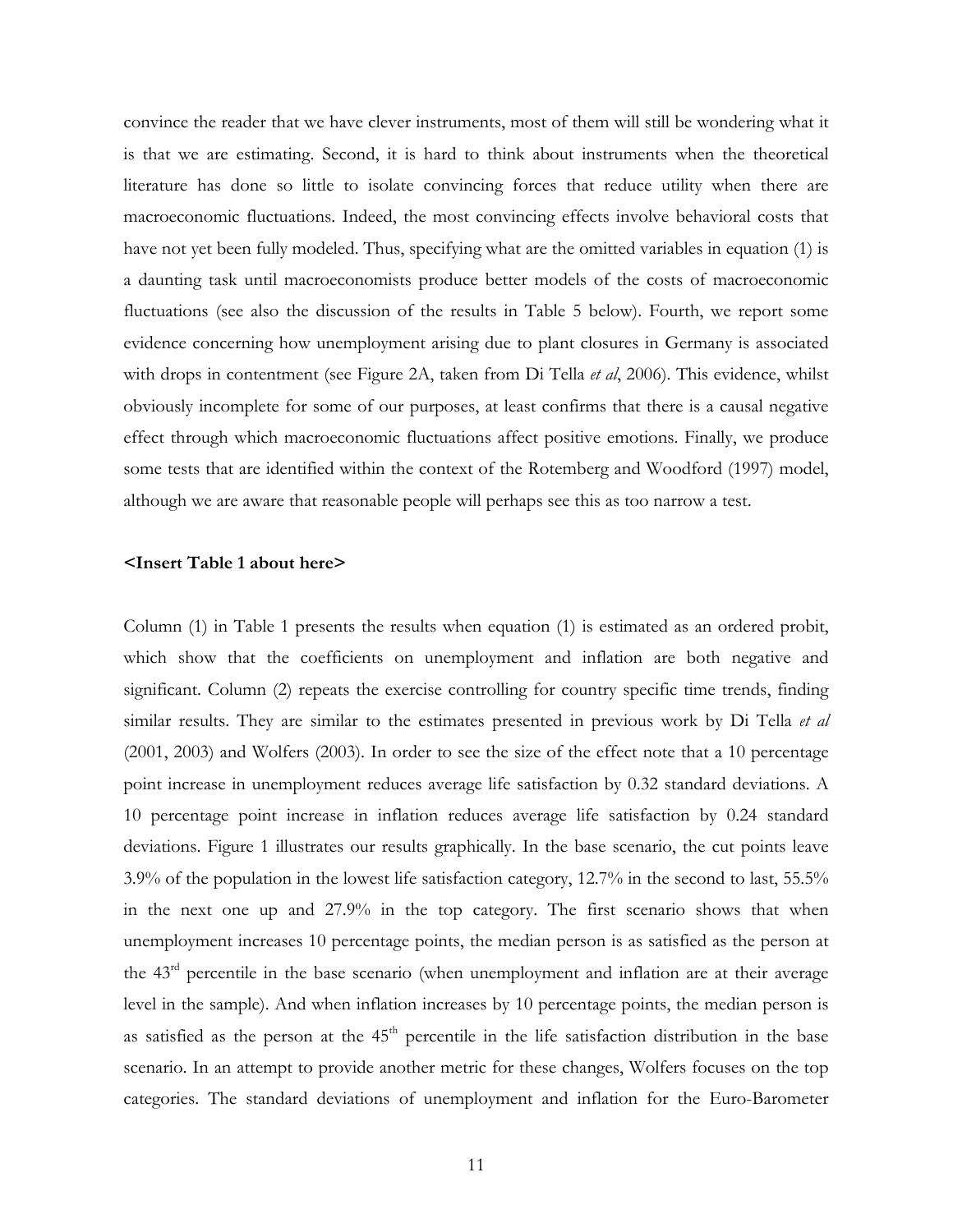convince the reader that we have clever instruments, most of them will still be wondering what it is that we are estimating. Second, it is hard to think about instruments when the theoretical literature has done so little to isolate convincing forces that reduce utility when there are macroeconomic fluctuations. Indeed, the most convincing effects involve behavioral costs that have not yet been fully modeled. Thus, specifying what are the omitted variables in equation (1) is a daunting task until macroeconomists produce better models of the costs of macroeconomic fluctuations (see also the discussion of the results in Table 5 below). Fourth, we report some evidence concerning how unemployment arising due to plant closures in Germany is associated with drops in contentment (see Figure 2A, taken from Di Tella *et al*, 2006). This evidence, whilst obviously incomplete for some of our purposes, at least confirms that there is a causal negative effect through which macroeconomic fluctuations affect positive emotions. Finally, we produce some tests that are identified within the context of the Rotemberg and Woodford (1997) model, although we are aware that reasonable people will perhaps see this as too narrow a test.

**<Insert Table 1 about here>**

Column (1) in Table 1 presents the results when equation (1) is estimated as an ordered probit, which show that the coefficients on unemployment and inflation are both negative and significant. Column (2) repeats the exercise controlling for country specific time trends, finding similar results. They are similar to the estimates presented in previous work by Di Tella *et al* (2001, 2003) and Wolfers (2003). In order to see the size of the effect note that a 10 percentage point increase in unemployment reduces average life satisfaction by 0.32 standard deviations. A 10 percentage point increase in inflation reduces average life satisfaction by 0.24 standard deviations. Figure 1 illustrates our results graphically. In the base scenario, the cut points leave 3.9% of the population in the lowest life satisfaction category, 12.7% in the second to last, 55.5% in the next one up and 27.9% in the top category. The first scenario shows that when unemployment increases 10 percentage points, the median person is as satisfied as the person at the 43rd percentile in the base scenario (when unemployment and inflation are at their average level in the sample). And when inflation increases by 10 percentage points, the median person is as satisfied as the person at the 45th percentile in the life satisfaction distribution in the base scenario. In an attempt to provide another metric for these changes, Wolfers focuses on the top categories. The standard deviations of unemployment and inflation for the Euro-Barometer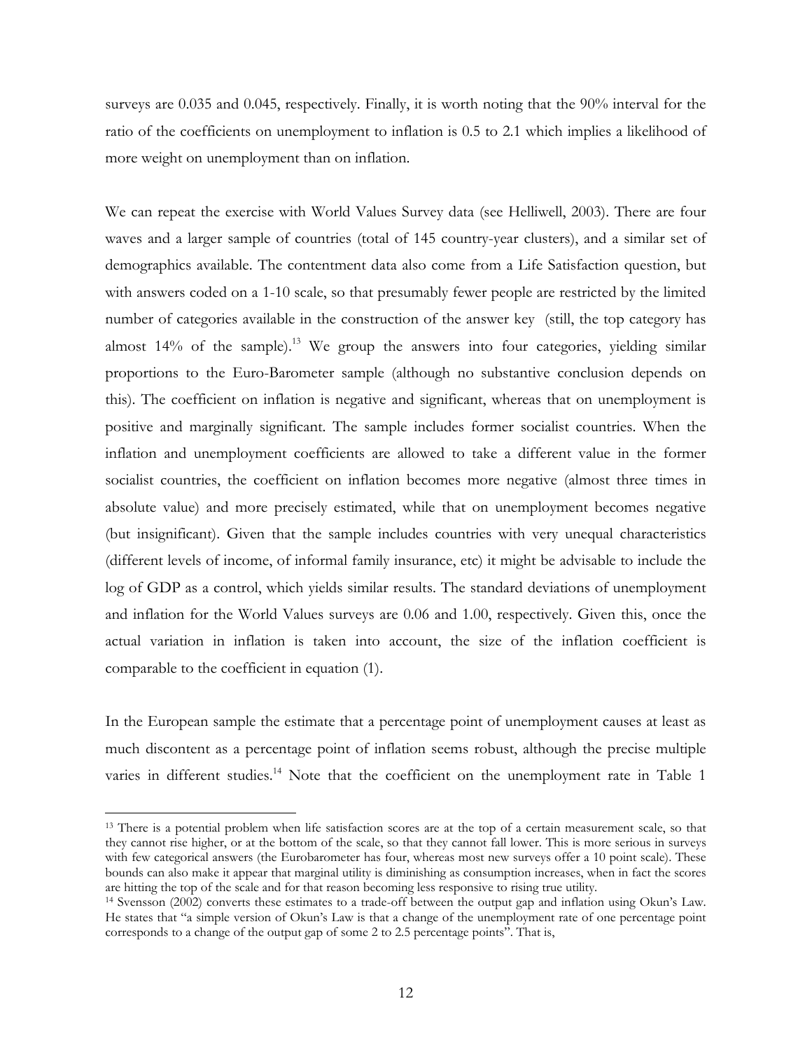surveys are 0.035 and 0.045, respectively. Finally, it is worth noting that the 90% interval for the ratio of the coefficients on unemployment to inflation is 0.5 to 2.1 which implies a likelihood of more weight on unemployment than on inflation.

We can repeat the exercise with World Values Survey data (see Helliwell, 2003). There are four waves and a larger sample of countries (total of 145 country-year clusters), and a similar set of demographics available. The contentment data also come from a Life Satisfaction question, but with answers coded on a 1-10 scale, so that presumably fewer people are restricted by the limited number of categories available in the construction of the answer key (still, the top category has almost 14% of the sample).[13] We group the answers into four categories, yielding similar proportions to the Euro-Barometer sample (although no substantive conclusion depends on this). The coefficient on inflation is negative and significant, whereas that on unemployment is positive and marginally significant. The sample includes former socialist countries. When the inflation and unemployment coefficients are allowed to take a different value in the former socialist countries, the coefficient on inflation becomes more negative (almost three times in absolute value) and more precisely estimated, while that on unemployment becomes negative (but insignificant). Given that the sample includes countries with very unequal characteristics (different levels of income, of informal family insurance, etc) it might be advisable to include the log of GDP as a control, which yields similar results. The standard deviations of unemployment and inflation for the World Values surveys are 0.06 and 1.00, respectively. Given this, once the actual variation in inflation is taken into account, the size of the inflation coefficient is comparable to the coefficient in equation (1).

In the European sample the estimate that a percentage point of unemployment causes at least as much discontent as a percentage point of inflation seems robust, although the precise multiple varies in different studies.[14] Note that the coefficient on the unemployment rate in Table 1

[13] There is a potential problem when life satisfaction scores are at the top of a certain measurement scale, so that they cannot rise higher, or at the bottom of the scale, so that they cannot fall lower. This is more serious in surveys with few categorical answers (the Eurobarometer has four, whereas most new surveys offer a 10 point scale). These bounds can also make it appear that marginal utility is diminishing as consumption increases, when in fact the scores are hitting the top of the scale and for that reason becoming less responsive to rising true utility.

[14] Svensson (2002) converts these estimates to a trade-off between the output gap and inflation using Okun's Law. He states that "a simple version of Okun's Law is that a change of the unemployment rate of one percentage point corresponds to a change of the output gap of some 2 to 2.5 percentage points". That is,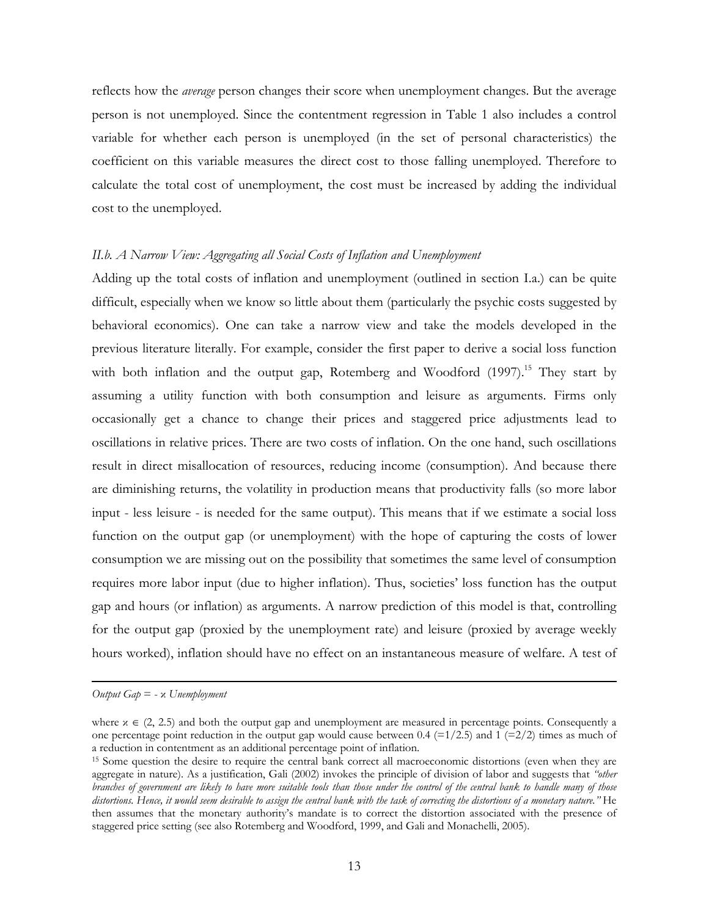reflects how the *average* person changes their score when unemployment changes. But the average person is not unemployed. Since the contentment regression in Table 1 also includes a control variable for whether each person is unemployed (in the set of personal characteristics) the coefficient on this variable measures the direct cost to those falling unemployed. Therefore to calculate the total cost of unemployment, the cost must be increased by adding the individual cost to the unemployed.

### *II.b. A Narrow View: Aggregating all Social Costs of Inflation and Unemployment*

Adding up the total costs of inflation and unemployment (outlined in section I.a.) can be quite difficult, especially when we know so little about them (particularly the psychic costs suggested by behavioral economics). One can take a narrow view and take the models developed in the previous literature literally. For example, consider the first paper to derive a social loss function with both inflation and the output gap, Rotemberg and Woodford (1997).[15] They start by assuming a utility function with both consumption and leisure as arguments. Firms only occasionally get a chance to change their prices and staggered price adjustments lead to oscillations in relative prices. There are two costs of inflation. On the one hand, such oscillations result in direct misallocation of resources, reducing income (consumption). And because there are diminishing returns, the volatility in production means that productivity falls (so more labor input - less leisure - is needed for the same output). This means that if we estimate a social loss function on the output gap (or unemployment) with the hope of capturing the costs of lower consumption we are missing out on the possibility that sometimes the same level of consumption requires more labor input (due to higher inflation). Thus, societies' loss function has the output gap and hours (or inflation) as arguments. A narrow prediction of this model is that, controlling for the output gap (proxied by the unemployment rate) and leisure (proxied by average weekly hours worked), inflation should have no effect on an instantaneous measure of welfare. A test of

---

*Output Gap = - $\varkappa$ Unemployment*

where $\varkappa \in (2, 2.5)$ and both the output gap and unemployment are measured in percentage points. Consequently a one percentage point reduction in the output gap would cause between 0.4 (=1/2.5) and 1 (=2/2) times as much of a reduction in contentment as an additional percentage point of inflation.

[15] Some question the desire to require the central bank correct all macroeconomic distortions (even when they are aggregate in nature). As a justification, Gali (2002) invokes the principle of division of labor and suggests that *"other branches of government are likely to have more suitable tools than those under the control of the central bank to handle many of those distortions. Hence, it would seem desirable to assign the central bank with the task of correcting the distortions of a monetary nature."* He then assumes that the monetary authority's mandate is to correct the distortion associated with the presence of staggered price setting (see also Rotemberg and Woodford, 1999, and Gali and Monachelli, 2005).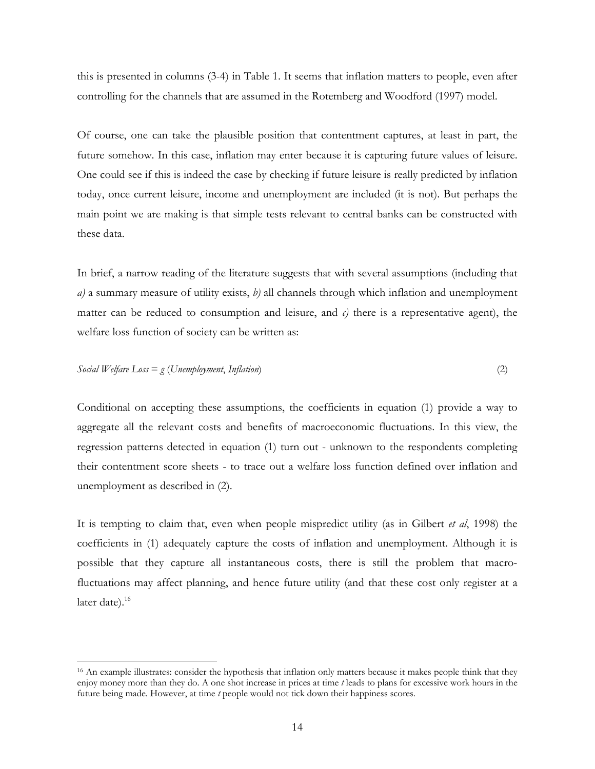this is presented in columns (3-4) in Table 1. It seems that inflation matters to people, even after controlling for the channels that are assumed in the Rotemberg and Woodford (1997) model.

Of course, one can take the plausible position that contentment captures, at least in part, the future somehow. In this case, inflation may enter because it is capturing future values of leisure. One could see if this is indeed the case by checking if future leisure is really predicted by inflation today, once current leisure, income and unemployment are included (it is not). But perhaps the main point we are making is that simple tests relevant to central banks can be constructed with these data.

In brief, a narrow reading of the literature suggests that with several assumptions (including that *a)* a summary measure of utility exists, *b)* all channels through which inflation and unemployment matter can be reduced to consumption and leisure, and *c)* there is a representative agent), the welfare loss function of society can be written as:

$$\textit{Social Welfare Loss} = g\,(\textit{Unemployment}, \textit{Inflation}) \tag{2}$$

Conditional on accepting these assumptions, the coefficients in equation (1) provide a way to aggregate all the relevant costs and benefits of macroeconomic fluctuations. In this view, the regression patterns detected in equation (1) turn out - unknown to the respondents completing their contentment score sheets - to trace out a welfare loss function defined over inflation and unemployment as described in (2).

It is tempting to claim that, even when people mispredict utility (as in Gilbert *et al*, 1998) the coefficients in (1) adequately capture the costs of inflation and unemployment. Although it is possible that they capture all instantaneous costs, there is still the problem that macro-fluctuations may affect planning, and hence future utility (and that these cost only register at a later date).[16]

[16] An example illustrates: consider the hypothesis that inflation only matters because it makes people think that they enjoy money more than they do. A one shot increase in prices at time *t* leads to plans for excessive work hours in the future being made. However, at time *t* people would not tick down their happiness scores.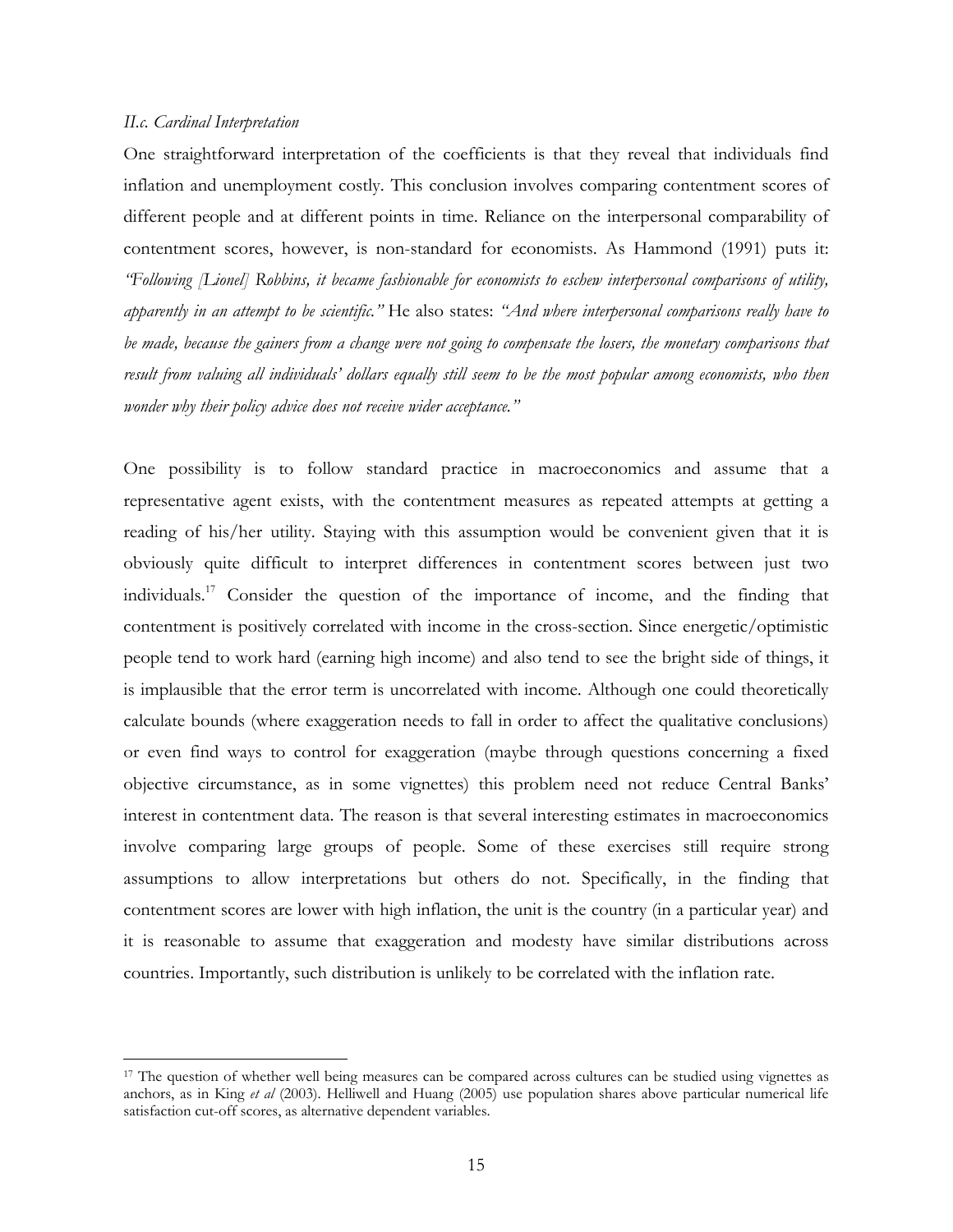### *II.c. Cardinal Interpretation*

One straightforward interpretation of the coefficients is that they reveal that individuals find inflation and unemployment costly. This conclusion involves comparing contentment scores of different people and at different points in time. Reliance on the interpersonal comparability of contentment scores, however, is non-standard for economists. As Hammond (1991) puts it: *"Following [Lionel] Robbins, it became fashionable for economists to eschew interpersonal comparisons of utility, apparently in an attempt to be scientific."* He also states: *"And where interpersonal comparisons really have to be made, because the gainers from a change were not going to compensate the losers, the monetary comparisons that result from valuing all individuals' dollars equally still seem to be the most popular among economists, who then wonder why their policy advice does not receive wider acceptance."*

One possibility is to follow standard practice in macroeconomics and assume that a representative agent exists, with the contentment measures as repeated attempts at getting a reading of his/her utility. Staying with this assumption would be convenient given that it is obviously quite difficult to interpret differences in contentment scores between just two individuals.[17] Consider the question of the importance of income, and the finding that contentment is positively correlated with income in the cross-section. Since energetic/optimistic people tend to work hard (earning high income) and also tend to see the bright side of things, it is implausible that the error term is uncorrelated with income. Although one could theoretically calculate bounds (where exaggeration needs to fall in order to affect the qualitative conclusions) or even find ways to control for exaggeration (maybe through questions concerning a fixed objective circumstance, as in some vignettes) this problem need not reduce Central Banks' interest in contentment data. The reason is that several interesting estimates in macroeconomics involve comparing large groups of people. Some of these exercises still require strong assumptions to allow interpretations but others do not. Specifically, in the finding that contentment scores are lower with high inflation, the unit is the country (in a particular year) and it is reasonable to assume that exaggeration and modesty have similar distributions across countries. Importantly, such distribution is unlikely to be correlated with the inflation rate.

[17] The question of whether well being measures can be compared across cultures can be studied using vignettes as anchors, as in King *et al* (2003). Helliwell and Huang (2005) use population shares above particular numerical life satisfaction cut-off scores, as alternative dependent variables.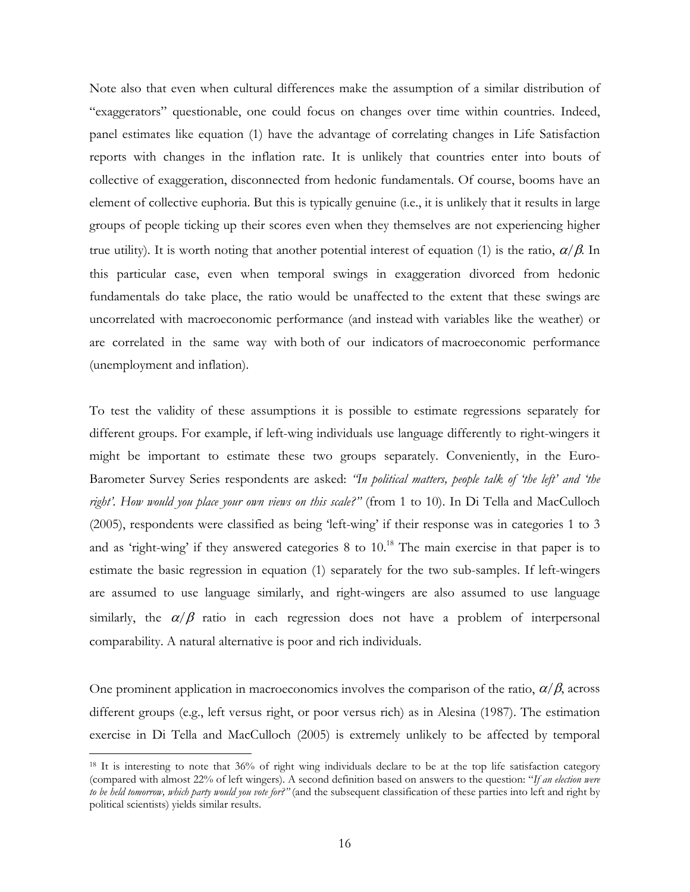Note also that even when cultural differences make the assumption of a similar distribution of "exaggerators" questionable, one could focus on changes over time within countries. Indeed, panel estimates like equation (1) have the advantage of correlating changes in Life Satisfaction reports with changes in the inflation rate. It is unlikely that countries enter into bouts of collective of exaggeration, disconnected from hedonic fundamentals. Of course, booms have an element of collective euphoria. But this is typically genuine (i.e., it is unlikely that it results in large groups of people ticking up their scores even when they themselves are not experiencing higher true utility). It is worth noting that another potential interest of equation (1) is the ratio, $\alpha/\beta$. In this particular case, even when temporal swings in exaggeration divorced from hedonic fundamentals do take place, the ratio would be unaffected to the extent that these swings are uncorrelated with macroeconomic performance (and instead with variables like the weather) or are correlated in the same way with both of our indicators of macroeconomic performance (unemployment and inflation).

To test the validity of these assumptions it is possible to estimate regressions separately for different groups. For example, if left-wing individuals use language differently to right-wingers it might be important to estimate these two groups separately. Conveniently, in the Euro-Barometer Survey Series respondents are asked: *"In political matters, people talk of 'the left' and 'the right'. How would you place your own views on this scale?"* (from 1 to 10). In Di Tella and MacCulloch (2005), respondents were classified as being 'left-wing' if their response was in categories 1 to 3 and as 'right-wing' if they answered categories 8 to 10.[18] The main exercise in that paper is to estimate the basic regression in equation (1) separately for the two sub-samples. If left-wingers are assumed to use language similarly, and right-wingers are also assumed to use language similarly, the $\alpha/\beta$ ratio in each regression does not have a problem of interpersonal comparability. A natural alternative is poor and rich individuals.

One prominent application in macroeconomics involves the comparison of the ratio, $\alpha/\beta$, across different groups (e.g., left versus right, or poor versus rich) as in Alesina (1987). The estimation exercise in Di Tella and MacCulloch (2005) is extremely unlikely to be affected by temporal

[18] It is interesting to note that 36% of right wing individuals declare to be at the top life satisfaction category (compared with almost 22% of left wingers). A second definition based on answers to the question: "*If an election were to be held tomorrow, which party would you vote for?"* (and the subsequent classification of these parties into left and right by political scientists) yields similar results.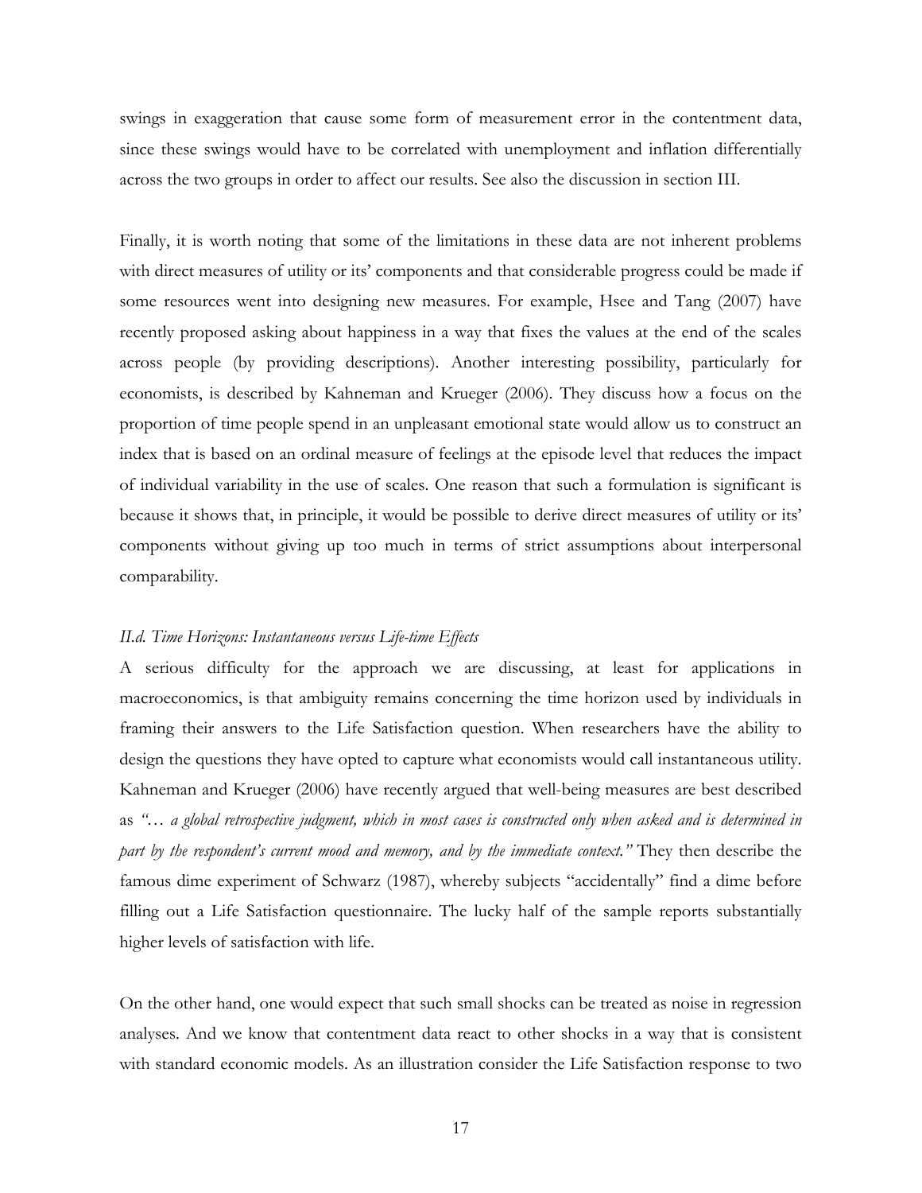swings in exaggeration that cause some form of measurement error in the contentment data, since these swings would have to be correlated with unemployment and inflation differentially across the two groups in order to affect our results. See also the discussion in section III.

Finally, it is worth noting that some of the limitations in these data are not inherent problems with direct measures of utility or its' components and that considerable progress could be made if some resources went into designing new measures. For example, Hsee and Tang (2007) have recently proposed asking about happiness in a way that fixes the values at the end of the scales across people (by providing descriptions). Another interesting possibility, particularly for economists, is described by Kahneman and Krueger (2006). They discuss how a focus on the proportion of time people spend in an unpleasant emotional state would allow us to construct an index that is based on an ordinal measure of feelings at the episode level that reduces the impact of individual variability in the use of scales. One reason that such a formulation is significant is because it shows that, in principle, it would be possible to derive direct measures of utility or its' components without giving up too much in terms of strict assumptions about interpersonal comparability.

### *II.d. Time Horizons: Instantaneous versus Life-time Effects*

A serious difficulty for the approach we are discussing, at least for applications in macroeconomics, is that ambiguity remains concerning the time horizon used by individuals in framing their answers to the Life Satisfaction question. When researchers have the ability to design the questions they have opted to capture what economists would call instantaneous utility. Kahneman and Krueger (2006) have recently argued that well-being measures are best described as *"… a global retrospective judgment, which in most cases is constructed only when asked and is determined in part by the respondent's current mood and memory, and by the immediate context."* They then describe the famous dime experiment of Schwarz (1987), whereby subjects "accidentally" find a dime before filling out a Life Satisfaction questionnaire. The lucky half of the sample reports substantially higher levels of satisfaction with life.

On the other hand, one would expect that such small shocks can be treated as noise in regression analyses. And we know that contentment data react to other shocks in a way that is consistent with standard economic models. As an illustration consider the Life Satisfaction response to two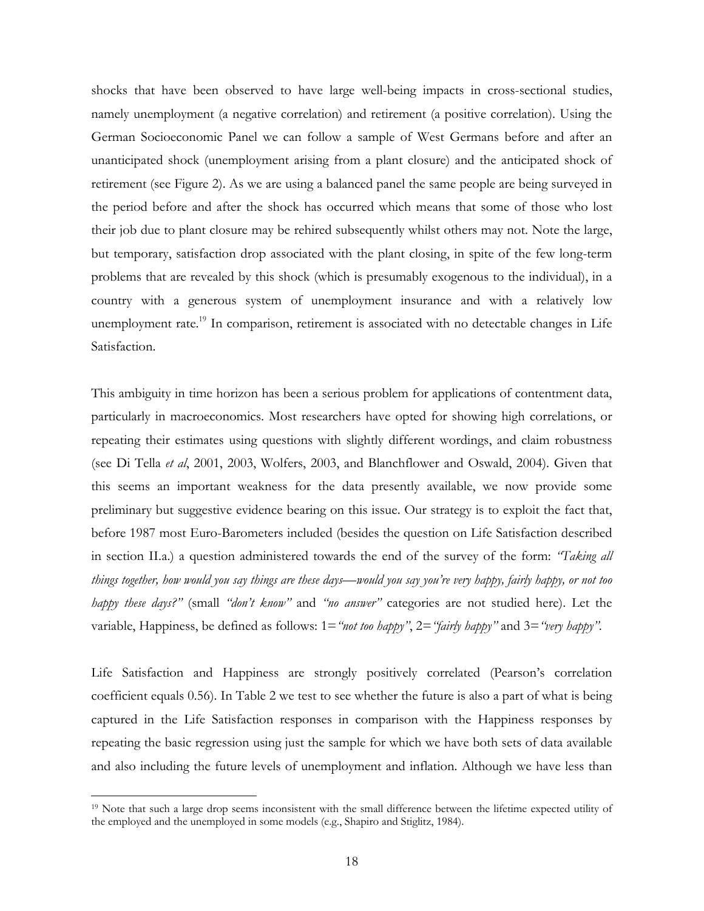shocks that have been observed to have large well-being impacts in cross-sectional studies, namely unemployment (a negative correlation) and retirement (a positive correlation). Using the German Socioeconomic Panel we can follow a sample of West Germans before and after an unanticipated shock (unemployment arising from a plant closure) and the anticipated shock of retirement (see Figure 2). As we are using a balanced panel the same people are being surveyed in the period before and after the shock has occurred which means that some of those who lost their job due to plant closure may be rehired subsequently whilst others may not. Note the large, but temporary, satisfaction drop associated with the plant closing, in spite of the few long-term problems that are revealed by this shock (which is presumably exogenous to the individual), in a country with a generous system of unemployment insurance and with a relatively low unemployment rate.[19] In comparison, retirement is associated with no detectable changes in Life Satisfaction.

This ambiguity in time horizon has been a serious problem for applications of contentment data, particularly in macroeconomics. Most researchers have opted for showing high correlations, or repeating their estimates using questions with slightly different wordings, and claim robustness (see Di Tella *et al*, 2001, 2003, Wolfers, 2003, and Blanchflower and Oswald, 2004). Given that this seems an important weakness for the data presently available, we now provide some preliminary but suggestive evidence bearing on this issue. Our strategy is to exploit the fact that, before 1987 most Euro-Barometers included (besides the question on Life Satisfaction described in section II.a.) a question administered towards the end of the survey of the form: *"Taking all things together, how would you say things are these days—would you say you're very happy, fairly happy, or not too happy these days?"* (small *"don't know"* and *"no answer"* categories are not studied here). Let the variable, Happiness, be defined as follows: 1=*"not too happy"*, 2=*"fairly happy"* and 3=*"very happy"*.

Life Satisfaction and Happiness are strongly positively correlated (Pearson's correlation coefficient equals 0.56). In Table 2 we test to see whether the future is also a part of what is being captured in the Life Satisfaction responses in comparison with the Happiness responses by repeating the basic regression using just the sample for which we have both sets of data available and also including the future levels of unemployment and inflation. Although we have less than

[19] Note that such a large drop seems inconsistent with the small difference between the lifetime expected utility of the employed and the unemployed in some models (e.g., Shapiro and Stiglitz, 1984).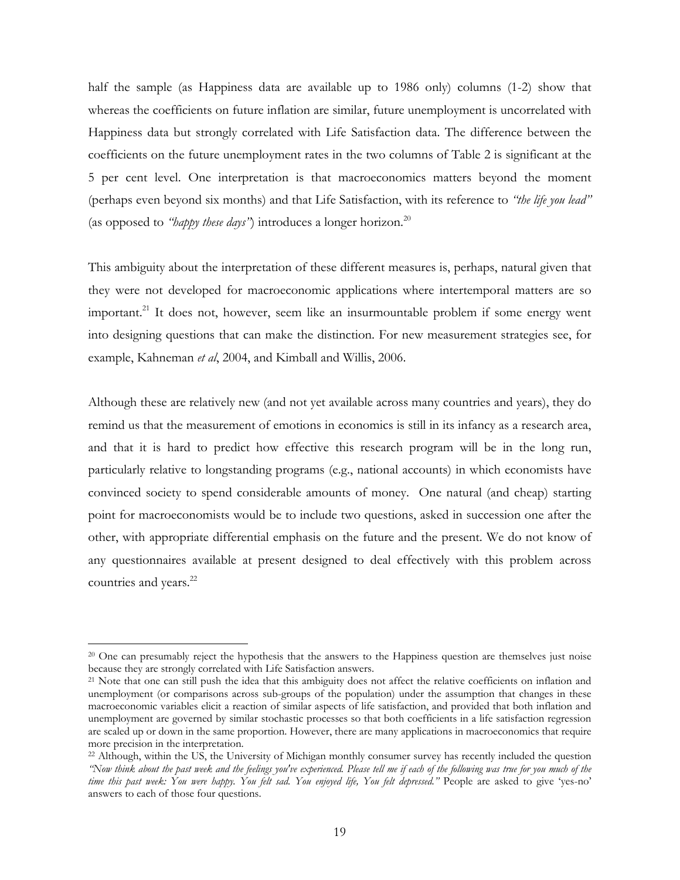half the sample (as Happiness data are available up to 1986 only) columns (1-2) show that whereas the coefficients on future inflation are similar, future unemployment is uncorrelated with Happiness data but strongly correlated with Life Satisfaction data. The difference between the coefficients on the future unemployment rates in the two columns of Table 2 is significant at the 5 per cent level. One interpretation is that macroeconomics matters beyond the moment (perhaps even beyond six months) and that Life Satisfaction, with its reference to *"the life you lead"* (as opposed to *"happy these days"*) introduces a longer horizon.[20]

This ambiguity about the interpretation of these different measures is, perhaps, natural given that they were not developed for macroeconomic applications where intertemporal matters are so important.[21] It does not, however, seem like an insurmountable problem if some energy went into designing questions that can make the distinction. For new measurement strategies see, for example, Kahneman *et al*, 2004, and Kimball and Willis, 2006.

Although these are relatively new (and not yet available across many countries and years), they do remind us that the measurement of emotions in economics is still in its infancy as a research area, and that it is hard to predict how effective this research program will be in the long run, particularly relative to longstanding programs (e.g., national accounts) in which economists have convinced society to spend considerable amounts of money. One natural (and cheap) starting point for macroeconomists would be to include two questions, asked in succession one after the other, with appropriate differential emphasis on the future and the present. We do not know of any questionnaires available at present designed to deal effectively with this problem across countries and years.[22]

---

[20] One can presumably reject the hypothesis that the answers to the Happiness question are themselves just noise because they are strongly correlated with Life Satisfaction answers.

[21] Note that one can still push the idea that this ambiguity does not affect the relative coefficients on inflation and unemployment (or comparisons across sub-groups of the population) under the assumption that changes in these macroeconomic variables elicit a reaction of similar aspects of life satisfaction, and provided that both inflation and unemployment are governed by similar stochastic processes so that both coefficients in a life satisfaction regression are scaled up or down in the same proportion. However, there are many applications in macroeconomics that require more precision in the interpretation.

[22] Although, within the US, the University of Michigan monthly consumer survey has recently included the question *"Now think about the past week and the feelings you've experienced. Please tell me if each of the following was true for you much of the time this past week: You were happy. You felt sad. You enjoyed life, You felt depressed."* People are asked to give 'yes-no' answers to each of those four questions.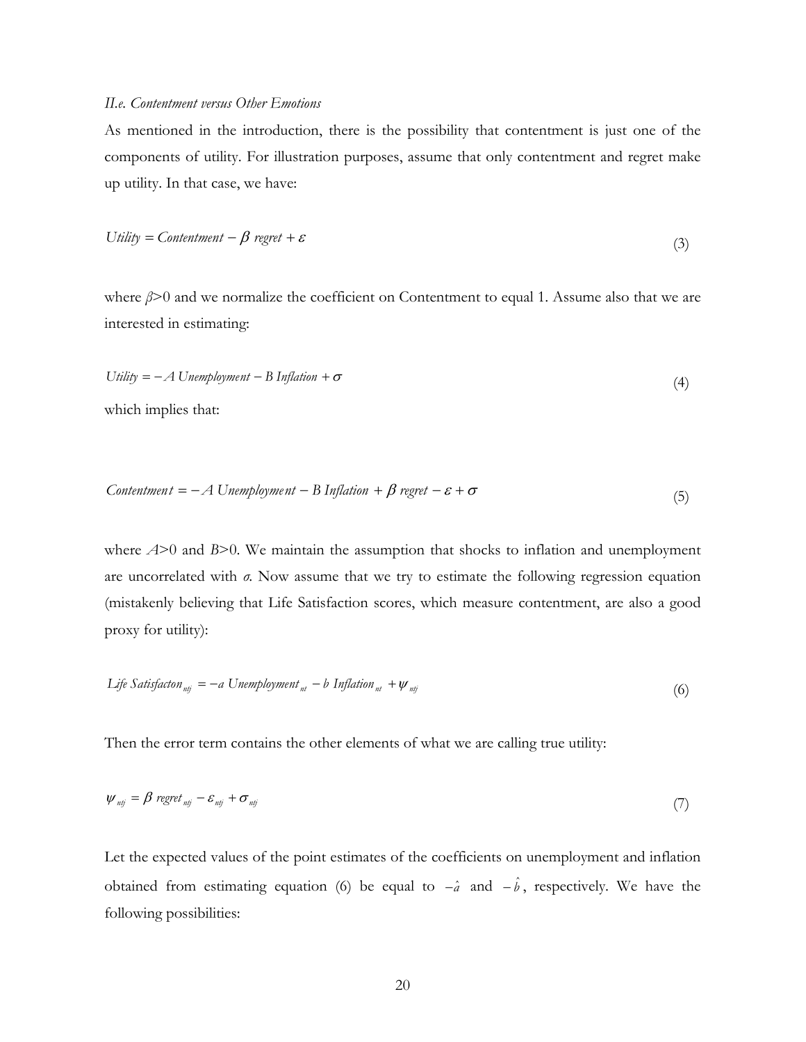### *II.e. Contentment versus Other Emotions*

As mentioned in the introduction, there is the possibility that contentment is just one of the components of utility. For illustration purposes, assume that only contentment and regret make up utility. In that case, we have:

$$Utility = Contentment - \beta \; regret + \varepsilon \tag{3}$$

where $\beta$>0 and we normalize the coefficient on Contentment to equal 1. Assume also that we are interested in estimating:

$$Utility = -A \; Unemployment - B \; Inflation + \sigma \tag{4}$$

which implies that:

$$Contentment = -A \; Unemployment - B \; Inflation + \beta \; regret - \varepsilon + \sigma \tag{5}$$

where $A$>0 and $B$>0. We maintain the assumption that shocks to inflation and unemployment are uncorrelated with $\sigma$. Now assume that we try to estimate the following regression equation (mistakenly believing that Life Satisfaction scores, which measure contentment, are also a good proxy for utility):

$$Life \; Satisfacton_{ntj} = -a \; Unemployment_{nt} - b \; Inflation_{nt} + \psi_{ntj} \tag{6}$$

Then the error term contains the other elements of what we are calling true utility:

$$\psi_{ntj} = \beta \; regret_{ntj} - \varepsilon_{ntj} + \sigma_{ntj} \tag{7}$$

Let the expected values of the point estimates of the coefficients on unemployment and inflation obtained from estimating equation (6) be equal to $-\hat{a}$ and $-\hat{b}$, respectively. We have the following possibilities: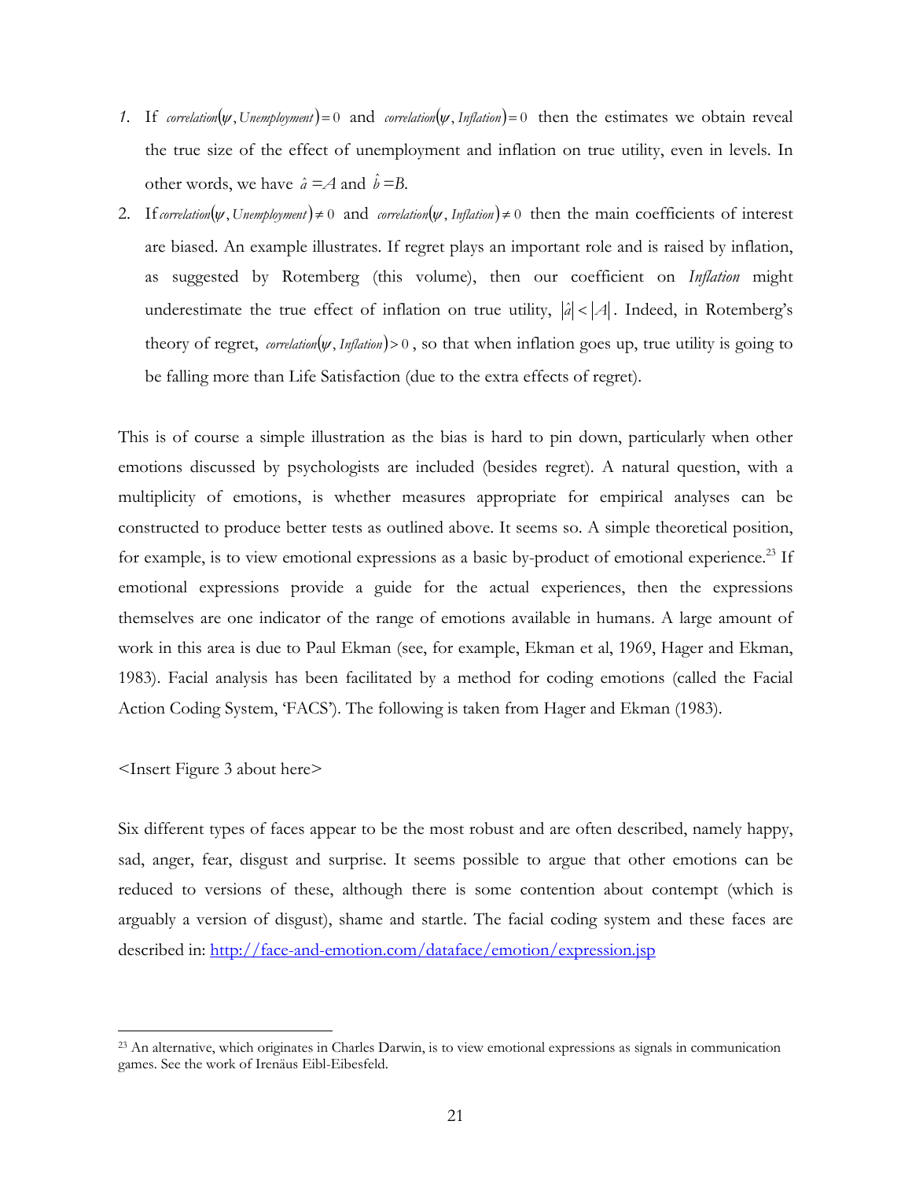1. If $correlation(\psi, Unemployment) = 0$ and $correlation(\psi, Inflation) = 0$ then the estimates we obtain reveal the true size of the effect of unemployment and inflation on true utility, even in levels. In other words, we have $\hat{a} = A$ and $\hat{b} = B$.
2. If $correlation(\psi, Unemployment) \neq 0$ and $correlation(\psi, Inflation) \neq 0$ then the main coefficients of interest are biased. An example illustrates. If regret plays an important role and is raised by inflation, as suggested by Rotemberg (this volume), then our coefficient on *Inflation* might underestimate the true effect of inflation on true utility, $|\hat{a}| < |A|$. Indeed, in Rotemberg's theory of regret, $correlation(\psi, Inflation) > 0$, so that when inflation goes up, true utility is going to be falling more than Life Satisfaction (due to the extra effects of regret).

This is of course a simple illustration as the bias is hard to pin down, particularly when other emotions discussed by psychologists are included (besides regret). A natural question, with a multiplicity of emotions, is whether measures appropriate for empirical analyses can be constructed to produce better tests as outlined above. It seems so. A simple theoretical position, for example, is to view emotional expressions as a basic by-product of emotional experience.[23] If emotional expressions provide a guide for the actual experiences, then the expressions themselves are one indicator of the range of emotions available in humans. A large amount of work in this area is due to Paul Ekman (see, for example, Ekman et al, 1969, Hager and Ekman, 1983). Facial analysis has been facilitated by a method for coding emotions (called the Facial Action Coding System, 'FACS'). The following is taken from Hager and Ekman (1983).

<Insert Figure 3 about here>

Six different types of faces appear to be the most robust and are often described, namely happy, sad, anger, fear, disgust and surprise. It seems possible to argue that other emotions can be reduced to versions of these, although there is some contention about contempt (which is arguably a version of disgust), shame and startle. The facial coding system and these faces are described in: http://face-and-emotion.com/dataface/emotion/expression.jsp

[23] An alternative, which originates in Charles Darwin, is to view emotional expressions as signals in communication games. See the work of Irenäus Eibl-Eibesfeld.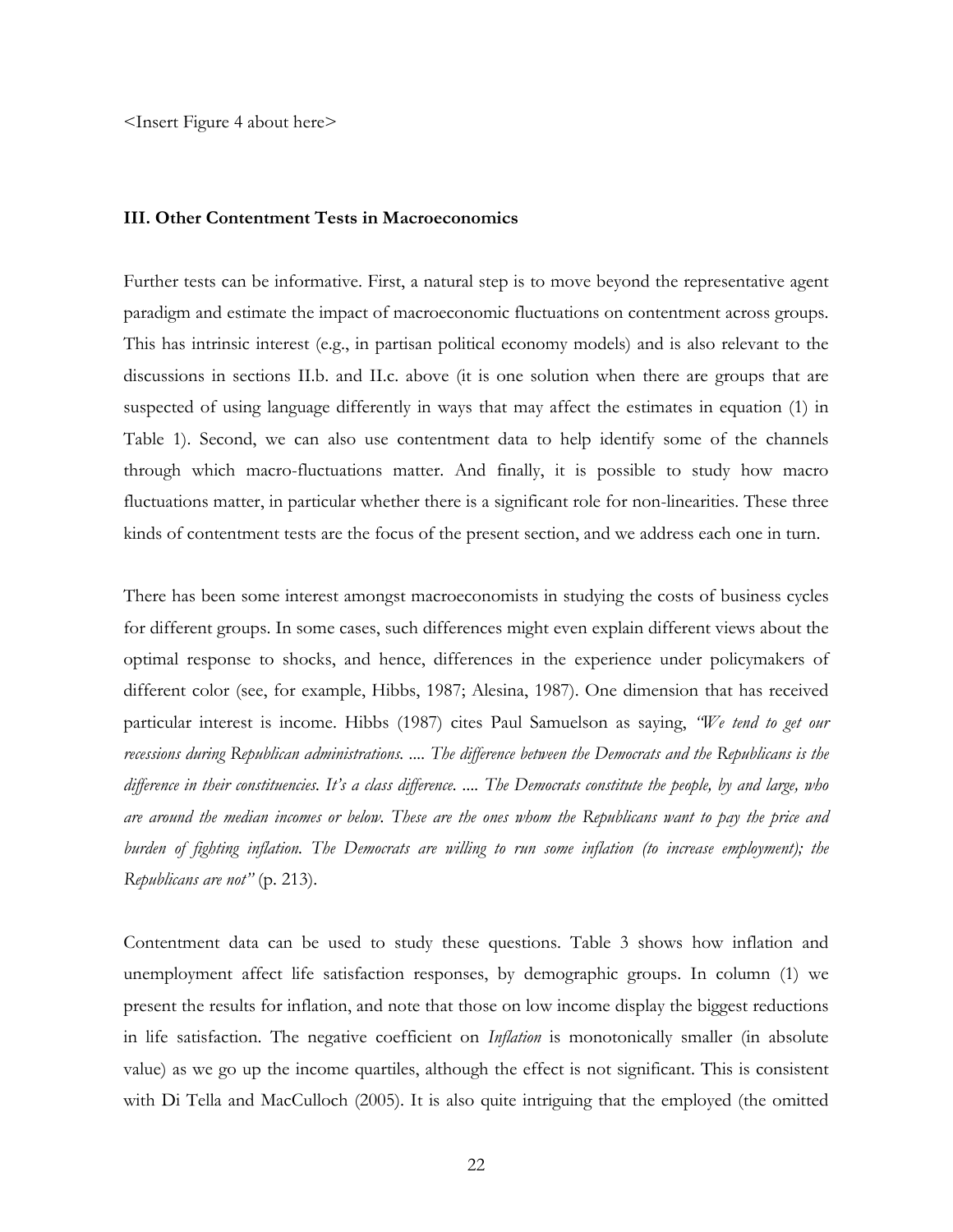<Insert Figure 4 about here>

### III. Other Contentment Tests in Macroeconomics

Further tests can be informative. First, a natural step is to move beyond the representative agent paradigm and estimate the impact of macroeconomic fluctuations on contentment across groups. This has intrinsic interest (e.g., in partisan political economy models) and is also relevant to the discussions in sections II.b. and II.c. above (it is one solution when there are groups that are suspected of using language differently in ways that may affect the estimates in equation (1) in Table 1). Second, we can also use contentment data to help identify some of the channels through which macro-fluctuations matter. And finally, it is possible to study how macro fluctuations matter, in particular whether there is a significant role for non-linearities. These three kinds of contentment tests are the focus of the present section, and we address each one in turn.

There has been some interest amongst macroeconomists in studying the costs of business cycles for different groups. In some cases, such differences might even explain different views about the optimal response to shocks, and hence, differences in the experience under policymakers of different color (see, for example, Hibbs, 1987; Alesina, 1987). One dimension that has received particular interest is income. Hibbs (1987) cites Paul Samuelson as saying, *"We tend to get our recessions during Republican administrations. .... The difference between the Democrats and the Republicans is the difference in their constituencies. It's a class difference. .... The Democrats constitute the people, by and large, who are around the median incomes or below. These are the ones whom the Republicans want to pay the price and burden of fighting inflation. The Democrats are willing to run some inflation (to increase employment); the Republicans are not"* (p. 213).

Contentment data can be used to study these questions. Table 3 shows how inflation and unemployment affect life satisfaction responses, by demographic groups. In column (1) we present the results for inflation, and note that those on low income display the biggest reductions in life satisfaction. The negative coefficient on *Inflation* is monotonically smaller (in absolute value) as we go up the income quartiles, although the effect is not significant. This is consistent with Di Tella and MacCulloch (2005). It is also quite intriguing that the employed (the omitted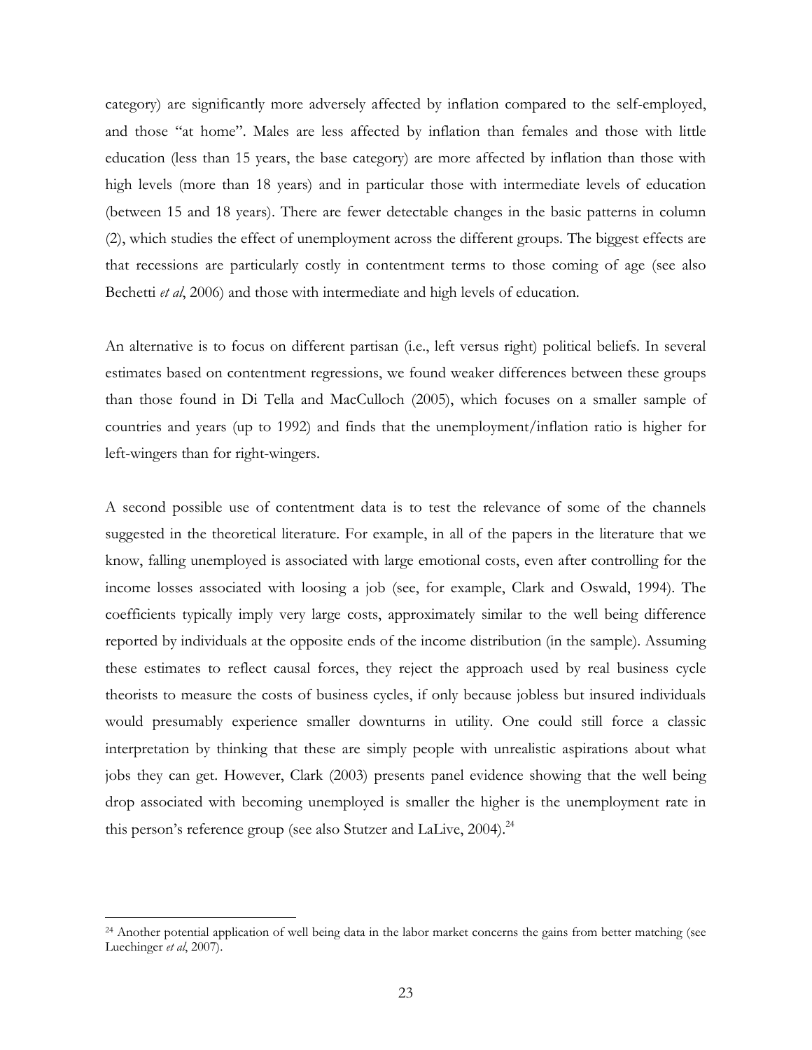category) are significantly more adversely affected by inflation compared to the self-employed, and those "at home". Males are less affected by inflation than females and those with little education (less than 15 years, the base category) are more affected by inflation than those with high levels (more than 18 years) and in particular those with intermediate levels of education (between 15 and 18 years). There are fewer detectable changes in the basic patterns in column (2), which studies the effect of unemployment across the different groups. The biggest effects are that recessions are particularly costly in contentment terms to those coming of age (see also Bechetti *et al*, 2006) and those with intermediate and high levels of education.

An alternative is to focus on different partisan (i.e., left versus right) political beliefs. In several estimates based on contentment regressions, we found weaker differences between these groups than those found in Di Tella and MacCulloch (2005), which focuses on a smaller sample of countries and years (up to 1992) and finds that the unemployment/inflation ratio is higher for left-wingers than for right-wingers.

A second possible use of contentment data is to test the relevance of some of the channels suggested in the theoretical literature. For example, in all of the papers in the literature that we know, falling unemployed is associated with large emotional costs, even after controlling for the income losses associated with loosing a job (see, for example, Clark and Oswald, 1994). The coefficients typically imply very large costs, approximately similar to the well being difference reported by individuals at the opposite ends of the income distribution (in the sample). Assuming these estimates to reflect causal forces, they reject the approach used by real business cycle theorists to measure the costs of business cycles, if only because jobless but insured individuals would presumably experience smaller downturns in utility. One could still force a classic interpretation by thinking that these are simply people with unrealistic aspirations about what jobs they can get. However, Clark (2003) presents panel evidence showing that the well being drop associated with becoming unemployed is smaller the higher is the unemployment rate in this person's reference group (see also Stutzer and LaLive, 2004).[24]

[24] Another potential application of well being data in the labor market concerns the gains from better matching (see Luechinger *et al*, 2007).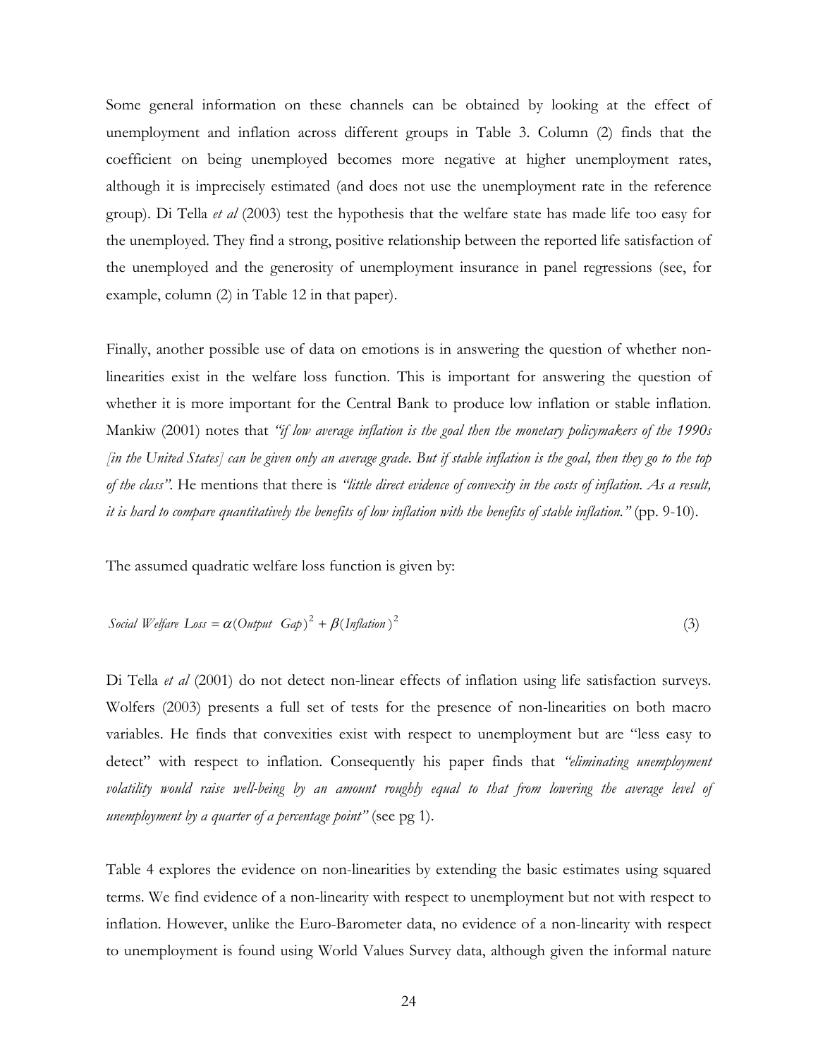Some general information on these channels can be obtained by looking at the effect of unemployment and inflation across different groups in Table 3. Column (2) finds that the coefficient on being unemployed becomes more negative at higher unemployment rates, although it is imprecisely estimated (and does not use the unemployment rate in the reference group). Di Tella *et al* (2003) test the hypothesis that the welfare state has made life too easy for the unemployed. They find a strong, positive relationship between the reported life satisfaction of the unemployed and the generosity of unemployment insurance in panel regressions (see, for example, column (2) in Table 12 in that paper).

Finally, another possible use of data on emotions is in answering the question of whether non-linearities exist in the welfare loss function. This is important for answering the question of whether it is more important for the Central Bank to produce low inflation or stable inflation. Mankiw (2001) notes that *"if low average inflation is the goal then the monetary policymakers of the 1990s [in the United States] can be given only an average grade. But if stable inflation is the goal, then they go to the top of the class"*. He mentions that there is *"little direct evidence of convexity in the costs of inflation. As a result, it is hard to compare quantitatively the benefits of low inflation with the benefits of stable inflation."* (pp. 9-10).

The assumed quadratic welfare loss function is given by:

$$Social\ Welfare\ Loss = \alpha(Output\ \ Gap)^2 + \beta(Inflation)^2 \tag{3}$$

Di Tella *et al* (2001) do not detect non-linear effects of inflation using life satisfaction surveys. Wolfers (2003) presents a full set of tests for the presence of non-linearities on both macro variables. He finds that convexities exist with respect to unemployment but are "less easy to detect" with respect to inflation. Consequently his paper finds that *"eliminating unemployment volatility would raise well-being by an amount roughly equal to that from lowering the average level of unemployment by a quarter of a percentage point"* (see pg 1).

Table 4 explores the evidence on non-linearities by extending the basic estimates using squared terms. We find evidence of a non-linearity with respect to unemployment but not with respect to inflation. However, unlike the Euro-Barometer data, no evidence of a non-linearity with respect to unemployment is found using World Values Survey data, although given the informal nature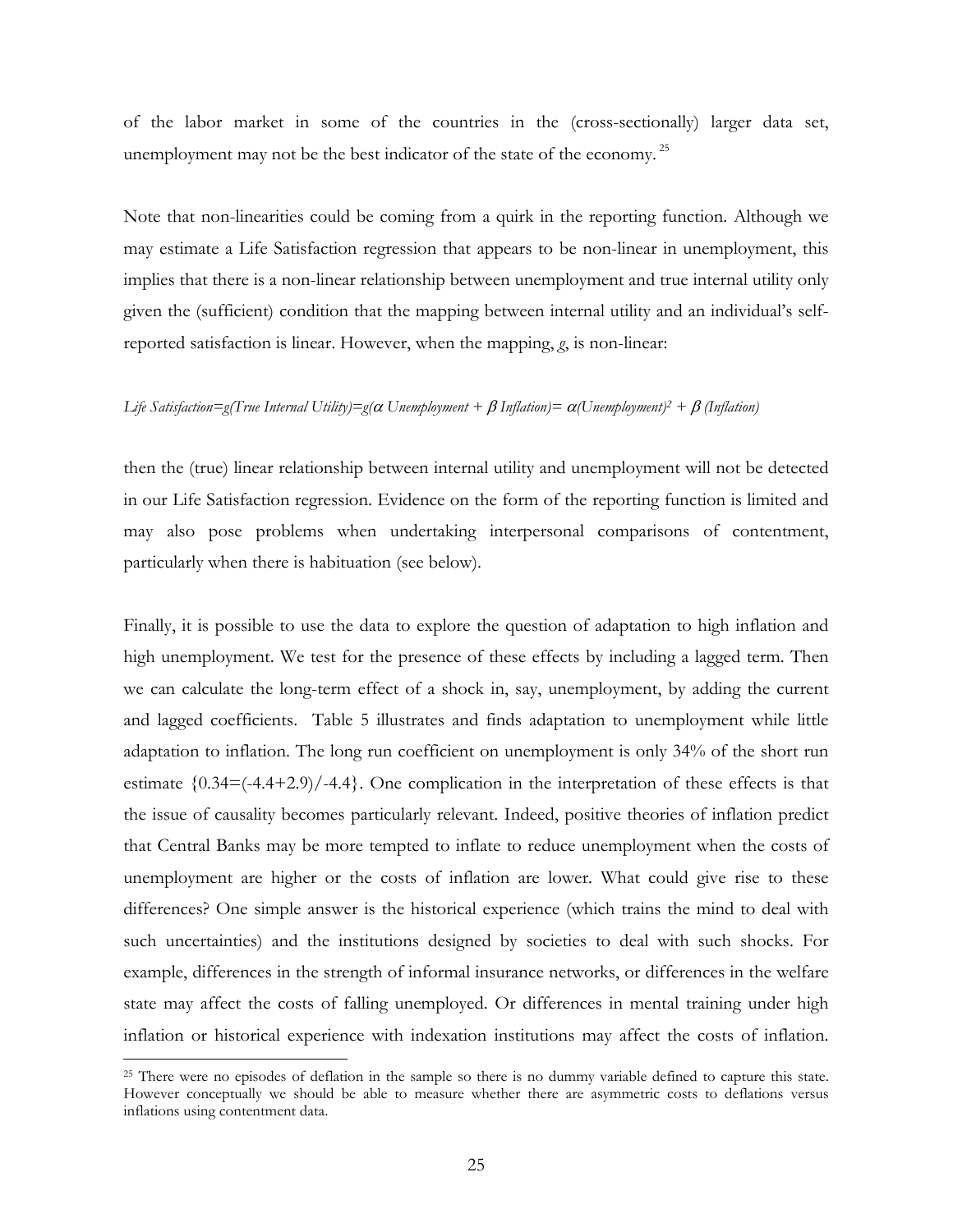of the labor market in some of the countries in the (cross-sectionally) larger data set, unemployment may not be the best indicator of the state of the economy.[25]

Note that non-linearities could be coming from a quirk in the reporting function. Although we may estimate a Life Satisfaction regression that appears to be non-linear in unemployment, this implies that there is a non-linear relationship between unemployment and true internal utility only given the (sufficient) condition that the mapping between internal utility and an individual's self-reported satisfaction is linear. However, when the mapping, *g*, is non-linear:

$$\textit{Life Satisfaction} = g(\textit{True Internal Utility}) = g(\alpha\ \textit{Unemployment} + \beta\ \textit{Inflation}) = \alpha(\textit{Unemployment})^2 + \beta\ (\textit{Inflation})$$

then the (true) linear relationship between internal utility and unemployment will not be detected in our Life Satisfaction regression. Evidence on the form of the reporting function is limited and may also pose problems when undertaking interpersonal comparisons of contentment, particularly when there is habituation (see below).

Finally, it is possible to use the data to explore the question of adaptation to high inflation and high unemployment. We test for the presence of these effects by including a lagged term. Then we can calculate the long-term effect of a shock in, say, unemployment, by adding the current and lagged coefficients. Table 5 illustrates and finds adaptation to unemployment while little adaptation to inflation. The long run coefficient on unemployment is only 34% of the short run estimate {0.34=(-4.4+2.9)/-4.4}. One complication in the interpretation of these effects is that the issue of causality becomes particularly relevant. Indeed, positive theories of inflation predict that Central Banks may be more tempted to inflate to reduce unemployment when the costs of unemployment are higher or the costs of inflation are lower. What could give rise to these differences? One simple answer is the historical experience (which trains the mind to deal with such uncertainties) and the institutions designed by societies to deal with such shocks. For example, differences in the strength of informal insurance networks, or differences in the welfare state may affect the costs of falling unemployed. Or differences in mental training under high inflation or historical experience with indexation institutions may affect the costs of inflation.

[25] There were no episodes of deflation in the sample so there is no dummy variable defined to capture this state. However conceptually we should be able to measure whether there are asymmetric costs to deflations versus inflations using contentment data.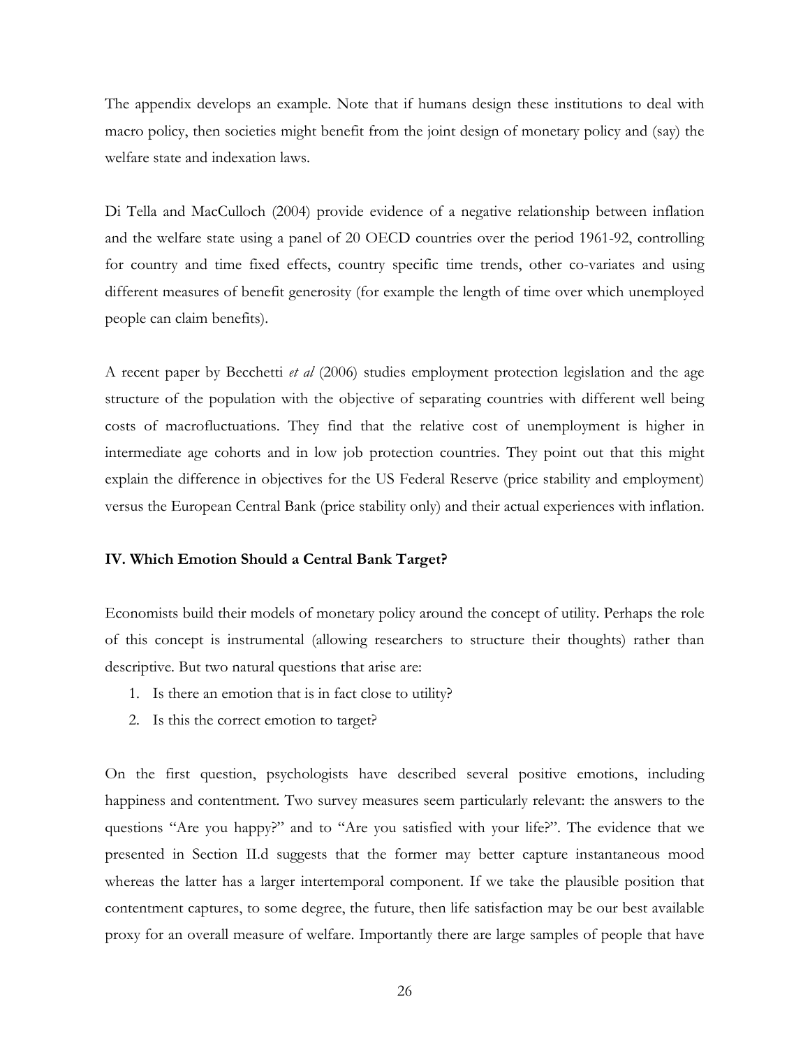The appendix develops an example. Note that if humans design these institutions to deal with macro policy, then societies might benefit from the joint design of monetary policy and (say) the welfare state and indexation laws.

Di Tella and MacCulloch (2004) provide evidence of a negative relationship between inflation and the welfare state using a panel of 20 OECD countries over the period 1961-92, controlling for country and time fixed effects, country specific time trends, other co-variates and using different measures of benefit generosity (for example the length of time over which unemployed people can claim benefits).

A recent paper by Becchetti *et al* (2006) studies employment protection legislation and the age structure of the population with the objective of separating countries with different well being costs of macrofluctuations. They find that the relative cost of unemployment is higher in intermediate age cohorts and in low job protection countries. They point out that this might explain the difference in objectives for the US Federal Reserve (price stability and employment) versus the European Central Bank (price stability only) and their actual experiences with inflation.

### IV. Which Emotion Should a Central Bank Target?

Economists build their models of monetary policy around the concept of utility. Perhaps the role of this concept is instrumental (allowing researchers to structure their thoughts) rather than descriptive. But two natural questions that arise are:

1. Is there an emotion that is in fact close to utility?
2. Is this the correct emotion to target?

On the first question, psychologists have described several positive emotions, including happiness and contentment. Two survey measures seem particularly relevant: the answers to the questions "Are you happy?" and to "Are you satisfied with your life?". The evidence that we presented in Section II.d suggests that the former may better capture instantaneous mood whereas the latter has a larger intertemporal component. If we take the plausible position that contentment captures, to some degree, the future, then life satisfaction may be our best available proxy for an overall measure of welfare. Importantly there are large samples of people that have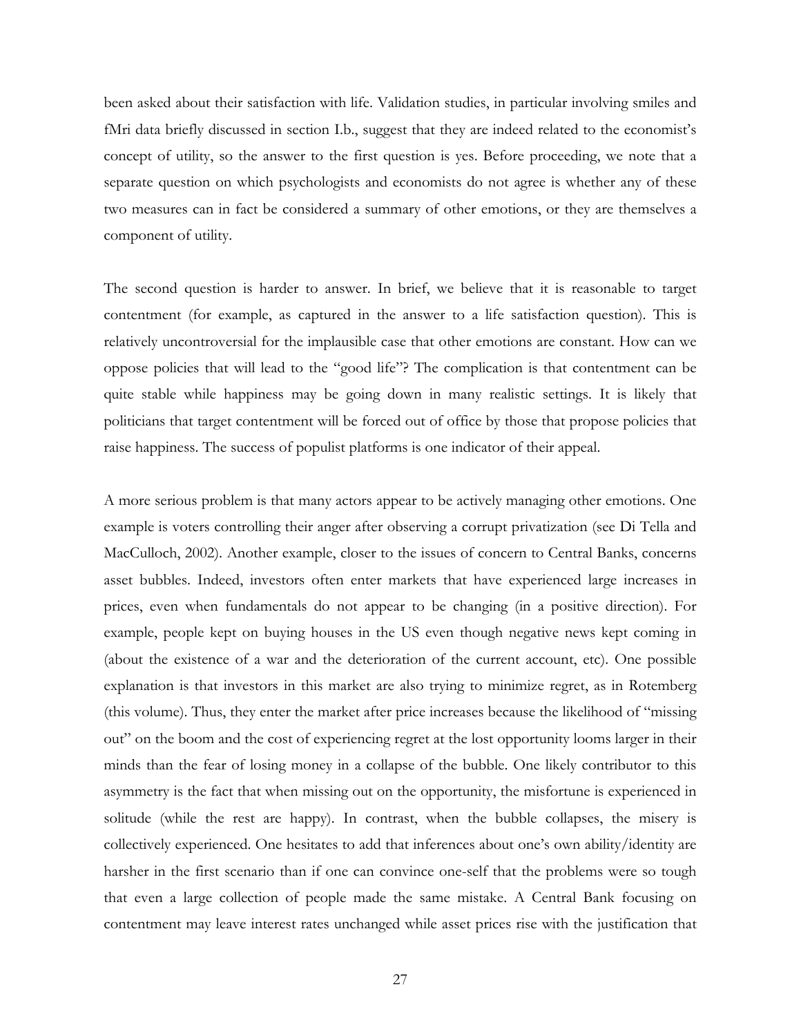been asked about their satisfaction with life. Validation studies, in particular involving smiles and fMri data briefly discussed in section I.b., suggest that they are indeed related to the economist's concept of utility, so the answer to the first question is yes. Before proceeding, we note that a separate question on which psychologists and economists do not agree is whether any of these two measures can in fact be considered a summary of other emotions, or they are themselves a component of utility.

The second question is harder to answer. In brief, we believe that it is reasonable to target contentment (for example, as captured in the answer to a life satisfaction question). This is relatively uncontroversial for the implausible case that other emotions are constant. How can we oppose policies that will lead to the "good life"? The complication is that contentment can be quite stable while happiness may be going down in many realistic settings. It is likely that politicians that target contentment will be forced out of office by those that propose policies that raise happiness. The success of populist platforms is one indicator of their appeal.

A more serious problem is that many actors appear to be actively managing other emotions. One example is voters controlling their anger after observing a corrupt privatization (see Di Tella and MacCulloch, 2002). Another example, closer to the issues of concern to Central Banks, concerns asset bubbles. Indeed, investors often enter markets that have experienced large increases in prices, even when fundamentals do not appear to be changing (in a positive direction). For example, people kept on buying houses in the US even though negative news kept coming in (about the existence of a war and the deterioration of the current account, etc). One possible explanation is that investors in this market are also trying to minimize regret, as in Rotemberg (this volume). Thus, they enter the market after price increases because the likelihood of "missing out" on the boom and the cost of experiencing regret at the lost opportunity looms larger in their minds than the fear of losing money in a collapse of the bubble. One likely contributor to this asymmetry is the fact that when missing out on the opportunity, the misfortune is experienced in solitude (while the rest are happy). In contrast, when the bubble collapses, the misery is collectively experienced. One hesitates to add that inferences about one's own ability/identity are harsher in the first scenario than if one can convince one-self that the problems were so tough that even a large collection of people made the same mistake. A Central Bank focusing on contentment may leave interest rates unchanged while asset prices rise with the justification that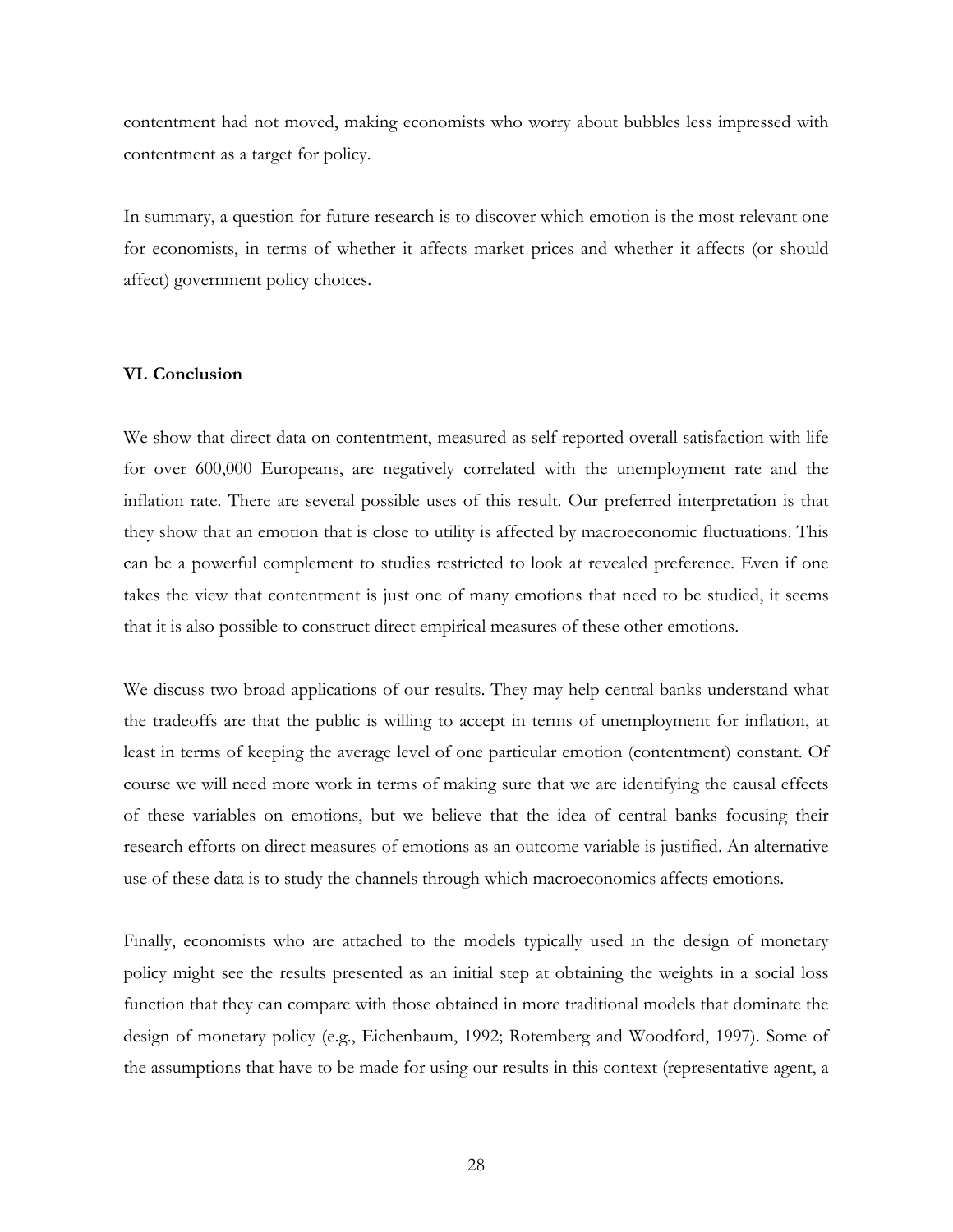contentment had not moved, making economists who worry about bubbles less impressed with contentment as a target for policy.

In summary, a question for future research is to discover which emotion is the most relevant one for economists, in terms of whether it affects market prices and whether it affects (or should affect) government policy choices.

## VI. Conclusion

We show that direct data on contentment, measured as self-reported overall satisfaction with life for over 600,000 Europeans, are negatively correlated with the unemployment rate and the inflation rate. There are several possible uses of this result. Our preferred interpretation is that they show that an emotion that is close to utility is affected by macroeconomic fluctuations. This can be a powerful complement to studies restricted to look at revealed preference. Even if one takes the view that contentment is just one of many emotions that need to be studied, it seems that it is also possible to construct direct empirical measures of these other emotions.

We discuss two broad applications of our results. They may help central banks understand what the tradeoffs are that the public is willing to accept in terms of unemployment for inflation, at least in terms of keeping the average level of one particular emotion (contentment) constant. Of course we will need more work in terms of making sure that we are identifying the causal effects of these variables on emotions, but we believe that the idea of central banks focusing their research efforts on direct measures of emotions as an outcome variable is justified. An alternative use of these data is to study the channels through which macroeconomics affects emotions.

Finally, economists who are attached to the models typically used in the design of monetary policy might see the results presented as an initial step at obtaining the weights in a social loss function that they can compare with those obtained in more traditional models that dominate the design of monetary policy (e.g., Eichenbaum, 1992; Rotemberg and Woodford, 1997). Some of the assumptions that have to be made for using our results in this context (representative agent, a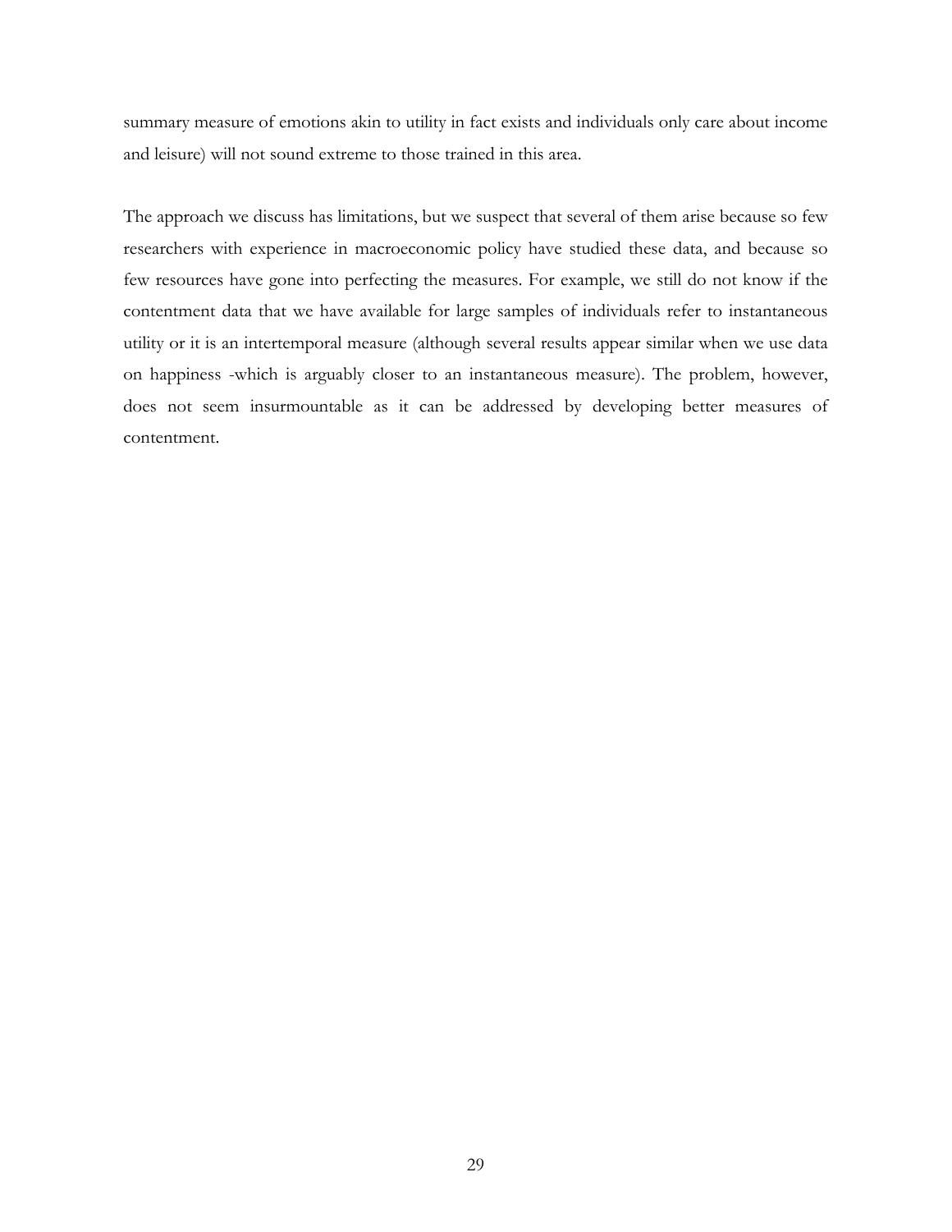summary measure of emotions akin to utility in fact exists and individuals only care about income and leisure) will not sound extreme to those trained in this area.

The approach we discuss has limitations, but we suspect that several of them arise because so few researchers with experience in macroeconomic policy have studied these data, and because so few resources have gone into perfecting the measures. For example, we still do not know if the contentment data that we have available for large samples of individuals refer to instantaneous utility or it is an intertemporal measure (although several results appear similar when we use data on happiness -which is arguably closer to an instantaneous measure). The problem, however, does not seem insurmountable as it can be addressed by developing better measures of contentment.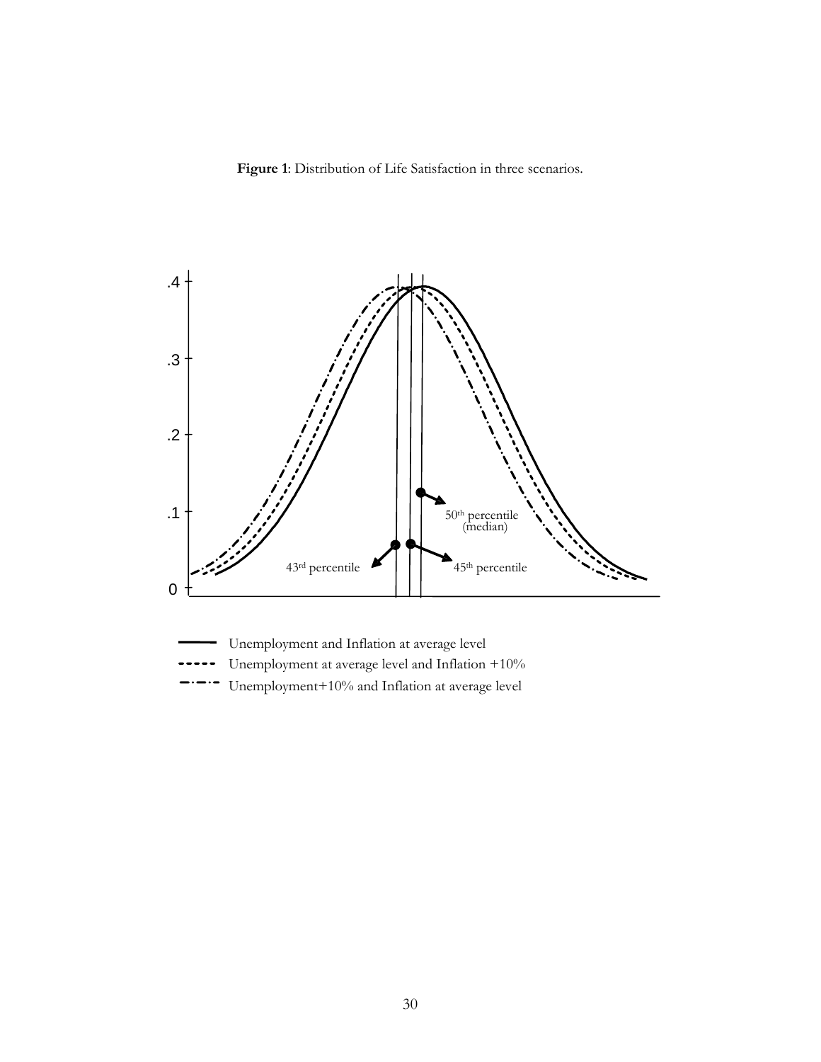**Figure 1**: Distribution of Life Satisfaction in three scenarios.

.4

.3

.2

.1

0

$50^{th}$ percentile (median)

$43^{rd}$ percentile

$45^{th}$ percentile

Unemployment and Inflation at average level

Unemployment at average level and Inflation +10%

Unemployment+10% and Inflation at average level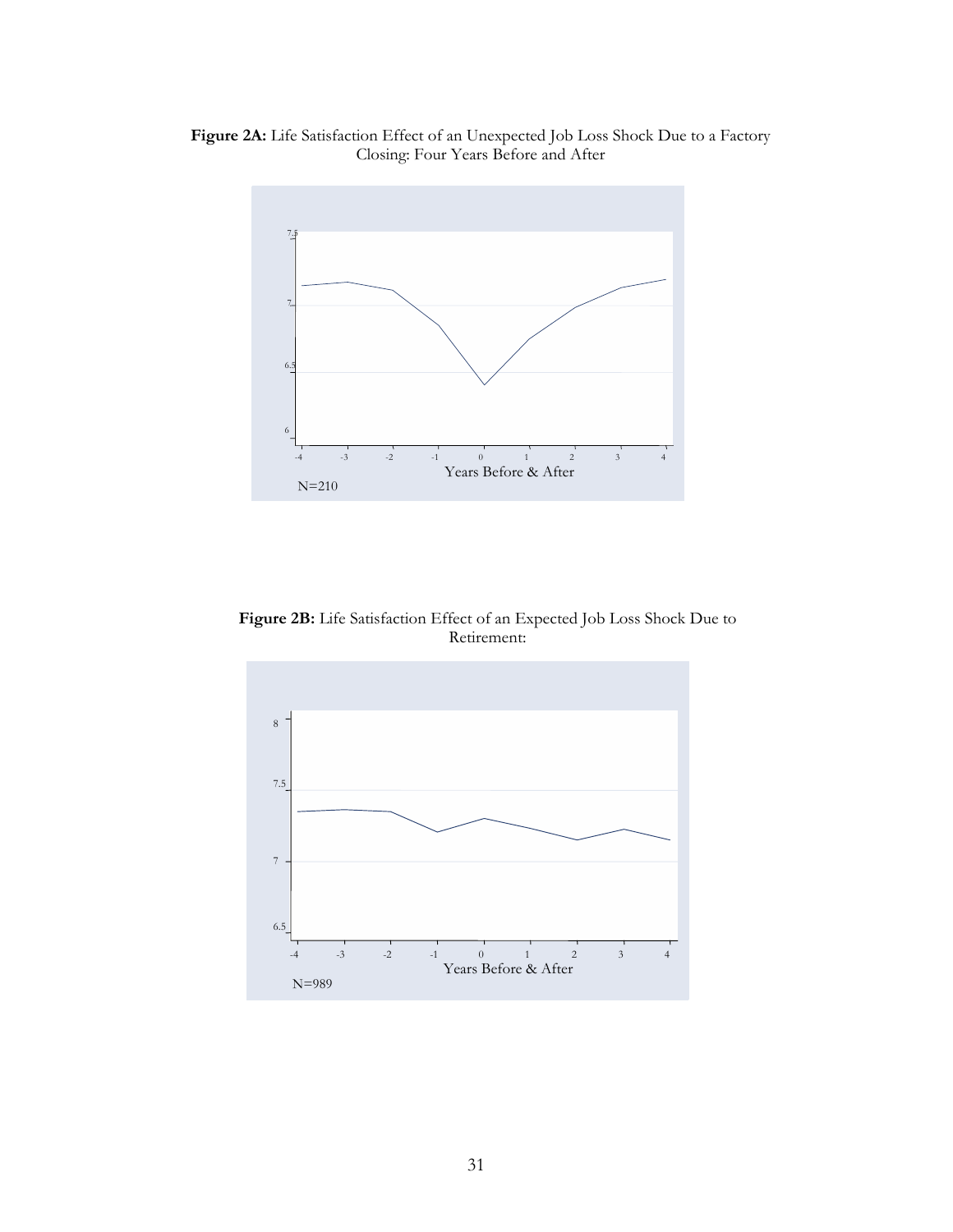**Figure 2A:** Life Satisfaction Effect of an Unexpected Job Loss Shock Due to a Factory Closing: Four Years Before and After

N=210

**Figure 2B:** Life Satisfaction Effect of an Expected Job Loss Shock Due to Retirement:

N=989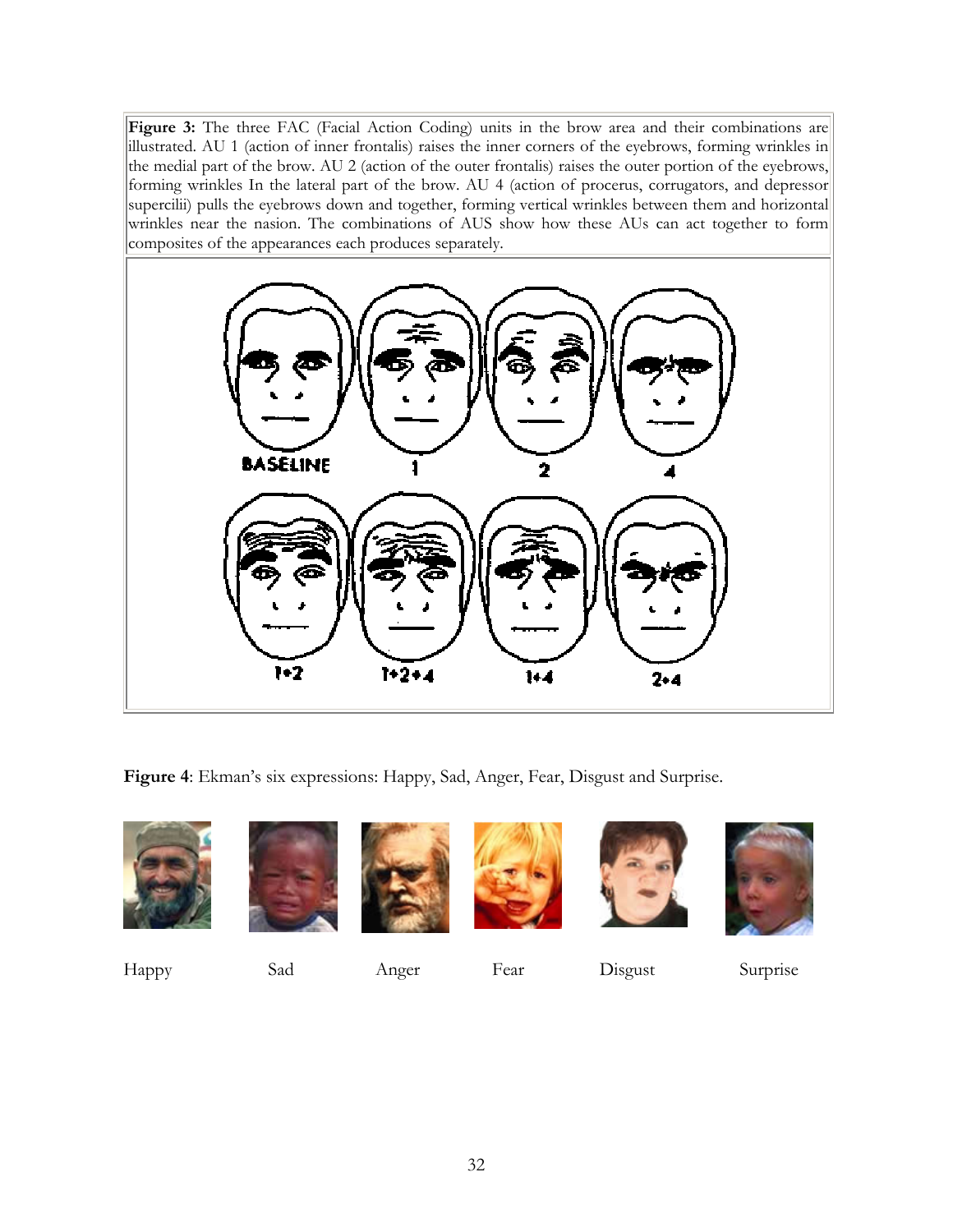**Figure 3:** The three FAC (Facial Action Coding) units in the brow area and their combinations are illustrated. AU 1 (action of inner frontalis) raises the inner corners of the eyebrows, forming wrinkles in the medial part of the brow. AU 2 (action of the outer frontalis) raises the outer portion of the eyebrows, forming wrinkles In the lateral part of the brow. AU 4 (action of procerus, corrugators, and depressor supercilii) pulls the eyebrows down and together, forming vertical wrinkles between them and horizontal wrinkles near the nasion. The combinations of AUS show how these AUs can act together to form composites of the appearances each produces separately.

**Figure 4**: Ekman's six expressions: Happy, Sad, Anger, Fear, Disgust and Surprise.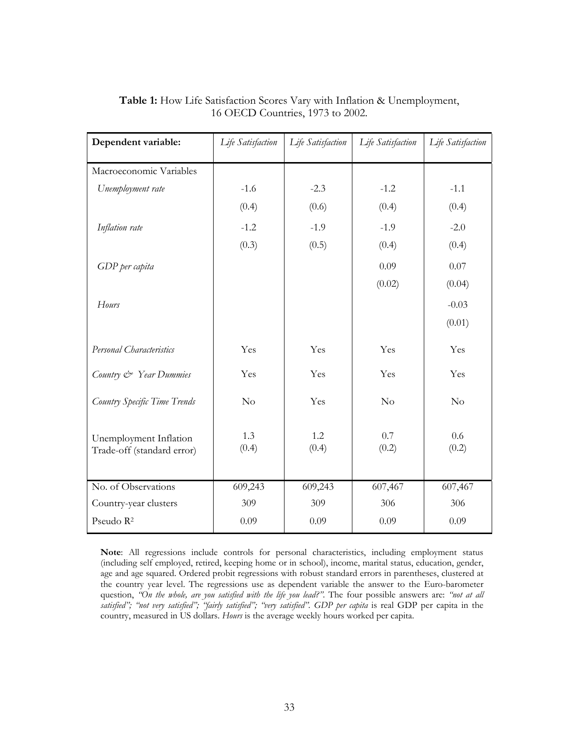**Table 1:** How Life Satisfaction Scores Vary with Inflation & Unemployment, 16 OECD Countries, 1973 to 2002.

| **Dependent variable:** | *Life Satisfaction* | *Life Satisfaction* | *Life Satisfaction* | *Life Satisfaction* |
|---|---|---|---|---|
| Macroeconomic Variables | | | | |
| *Unemployment rate* | -1.6 | -2.3 | -1.2 | -1.1 |
| | (0.4) | (0.6) | (0.4) | (0.4) |
| *Inflation rate* | -1.2 | -1.9 | -1.9 | -2.0 |
| | (0.3) | (0.5) | (0.4) | (0.4) |
| *GDP per capita* | | | 0.09 | 0.07 |
| | | | (0.02) | (0.04) |
| *Hours* | | | | -0.03 |
| | | | | (0.01) |
| *Personal Characteristics* | Yes | Yes | Yes | Yes |
| *Country & Year Dummies* | Yes | Yes | Yes | Yes |
| *Country Specific Time Trends* | No | Yes | No | No |
| Unemployment Inflation Trade-off (standard error) | 1.3 (0.4) | 1.2 (0.4) | 0.7 (0.2) | 0.6 (0.2) |
| No. of Observations | 609,243 | 609,243 | 607,467 | 607,467 |
| Country-year clusters | 309 | 309 | 306 | 306 |
| Pseudo $R^2$ | 0.09 | 0.09 | 0.09 | 0.09 |

**Note**: All regressions include controls for personal characteristics, including employment status (including self employed, retired, keeping home or in school), income, marital status, education, gender, age and age squared. Ordered probit regressions with robust standard errors in parentheses, clustered at the country year level. The regressions use as dependent variable the answer to the Euro-barometer question, *"On the whole, are you satisfied with the life you lead?"*. The four possible answers are: *"not at all satisfied"; "not very satisfied"; "fairly satisfied"; "very satisfied"*. *GDP per capita* is real GDP per capita in the country, measured in US dollars. *Hours* is the average weekly hours worked per capita.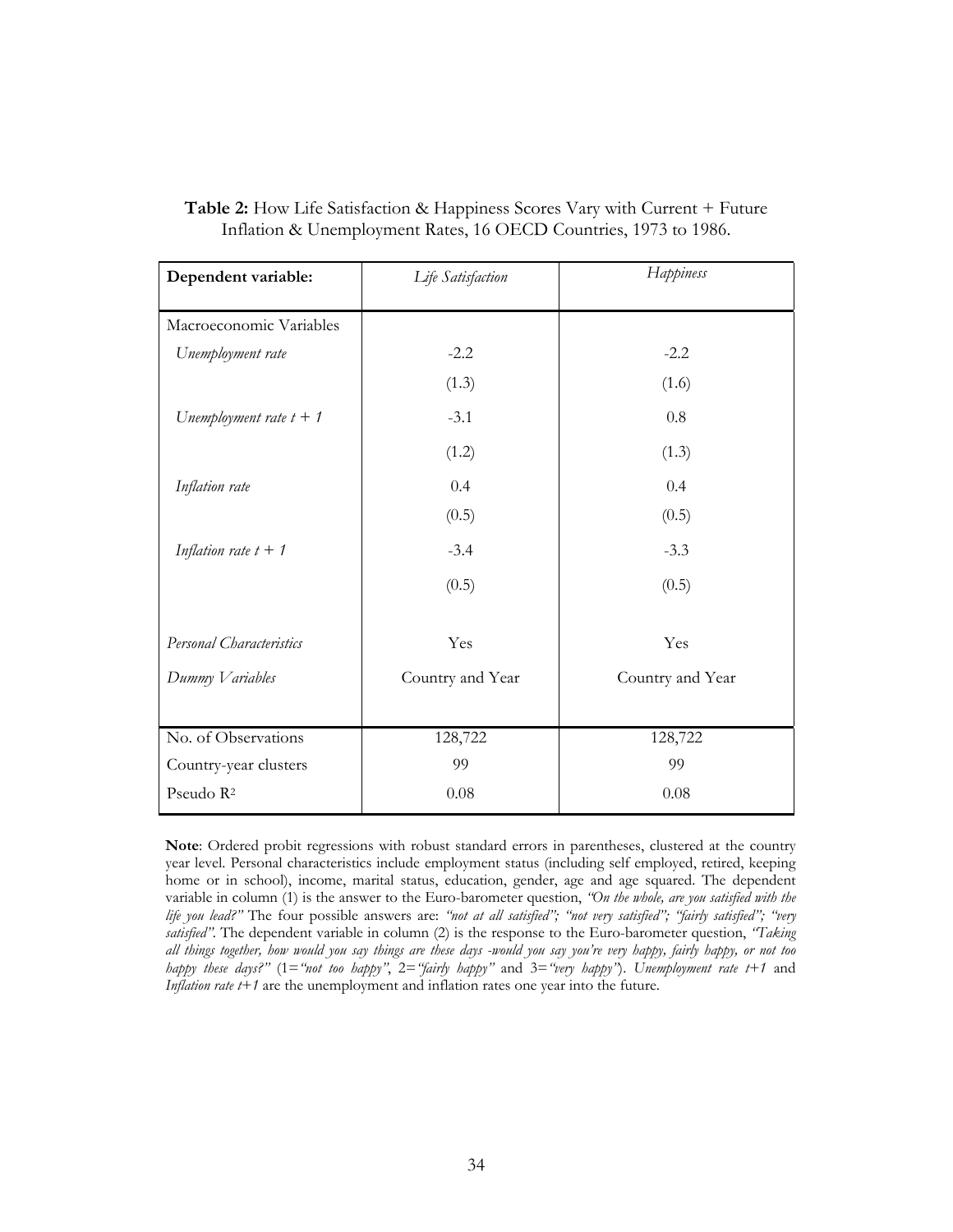**Table 2:** How Life Satisfaction & Happiness Scores Vary with Current + Future Inflation & Unemployment Rates, 16 OECD Countries, 1973 to 1986.

| **Dependent variable:** | *Life Satisfaction* | *Happiness* |
|---|---|---|
| Macroeconomic Variables | | |
| *Unemployment rate* | -2.2 | -2.2 |
| | (1.3) | (1.6) |
| *Unemployment rate t + 1* | -3.1 | 0.8 |
| | (1.2) | (1.3) |
| *Inflation rate* | 0.4 | 0.4 |
| | (0.5) | (0.5) |
| *Inflation rate t + 1* | -3.4 | -3.3 |
| | (0.5) | (0.5) |
| *Personal Characteristics* | Yes | Yes |
| *Dummy Variables* | Country and Year | Country and Year |
| No. of Observations | 128,722 | 128,722 |
| Country-year clusters | 99 | 99 |
| Pseudo $R^2$ | 0.08 | 0.08 |

**Note**: Ordered probit regressions with robust standard errors in parentheses, clustered at the country year level. Personal characteristics include employment status (including self employed, retired, keeping home or in school), income, marital status, education, gender, age and age squared. The dependent variable in column (1) is the answer to the Euro-barometer question, *"On the whole, are you satisfied with the life you lead?"* The four possible answers are: *"not at all satisfied"; "not very satisfied"; "fairly satisfied"; "very satisfied"*. The dependent variable in column (2) is the response to the Euro-barometer question, *"Taking all things together, how would you say things are these days -would you say you're very happy, fairly happy, or not too happy these days?"* (1=*"not too happy"*, 2=*"fairly happy"* and 3=*"very happy"*). *Unemployment rate t+1* and *Inflation rate t+1* are the unemployment and inflation rates one year into the future.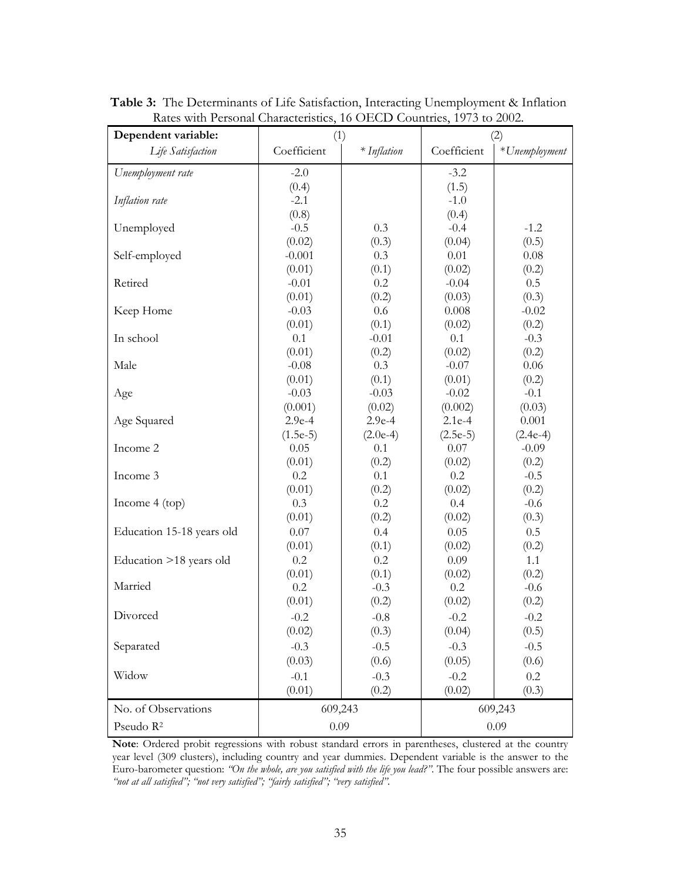**Table 3:** The Determinants of Life Satisfaction, Interacting Unemployment & Inflation Rates with Personal Characteristics, 16 OECD Countries, 1973 to 2002.

| **Dependent variable:** | (1) | | (2) | |
|---|---|---|---|---|
| *Life Satisfaction* | Coefficient | *\* Inflation* | Coefficient | *\*Unemployment* |
| *Unemployment rate* | -2.0 | | -3.2 | |
| | (0.4) | | (1.5) | |
| *Inflation rate* | -2.1 | | -1.0 | |
| | (0.8) | | (0.4) | |
| Unemployed | -0.5 | 0.3 | -0.4 | -1.2 |
| | (0.02) | (0.3) | (0.04) | (0.5) |
| Self-employed | -0.001 | 0.3 | 0.01 | 0.08 |
| | (0.01) | (0.1) | (0.02) | (0.2) |
| Retired | -0.01 | 0.2 | -0.04 | 0.5 |
| | (0.01) | (0.2) | (0.03) | (0.3) |
| Keep Home | -0.03 | 0.6 | 0.008 | -0.02 |
| | (0.01) | (0.1) | (0.02) | (0.2) |
| In school | 0.1 | -0.01 | 0.1 | -0.3 |
| | (0.01) | (0.2) | (0.02) | (0.2) |
| Male | -0.08 | 0.3 | -0.07 | 0.06 |
| | (0.01) | (0.1) | (0.01) | (0.2) |
| Age | -0.03 | -0.03 | -0.02 | -0.1 |
| | (0.001) | (0.02) | (0.002) | (0.03) |
| Age Squared | 2.9e-4 | 2.9e-4 | 2.1e-4 | 0.001 |
| | (1.5e-5) | (2.0e-4) | (2.5e-5) | (2.4e-4) |
| Income 2 | 0.05 | 0.1 | 0.07 | -0.09 |
| | (0.01) | (0.2) | (0.02) | (0.2) |
| Income 3 | 0.2 | 0.1 | 0.2 | -0.5 |
| | (0.01) | (0.2) | (0.02) | (0.2) |
| Income 4 (top) | 0.3 | 0.2 | 0.4 | -0.6 |
| | (0.01) | (0.2) | (0.02) | (0.3) |
| Education 15-18 years old | 0.07 | 0.4 | 0.05 | 0.5 |
| | (0.01) | (0.1) | (0.02) | (0.2) |
| Education >18 years old | 0.2 | 0.2 | 0.09 | 1.1 |
| | (0.01) | (0.1) | (0.02) | (0.2) |
| Married | 0.2 | -0.3 | 0.2 | -0.6 |
| | (0.01) | (0.2) | (0.02) | (0.2) |
| Divorced | -0.2 | -0.8 | -0.2 | -0.2 |
| | (0.02) | (0.3) | (0.04) | (0.5) |
| Separated | -0.3 | -0.5 | -0.3 | -0.5 |
| | (0.03) | (0.6) | (0.05) | (0.6) |
| Widow | -0.1 | -0.3 | -0.2 | 0.2 |
| | (0.01) | (0.2) | (0.02) | (0.3) |
| No. of Observations | 609,243 | | 609,243 | |
| Pseudo $R^2$ | 0.09 | | 0.09 | |

**Note**: Ordered probit regressions with robust standard errors in parentheses, clustered at the country year level (309 clusters), including country and year dummies. Dependent variable is the answer to the Euro-barometer question: *"On the whole, are you satisfied with the life you lead?"*. The four possible answers are: *"not at all satisfied"; "not very satisfied"; "fairly satisfied"; "very satisfied"*.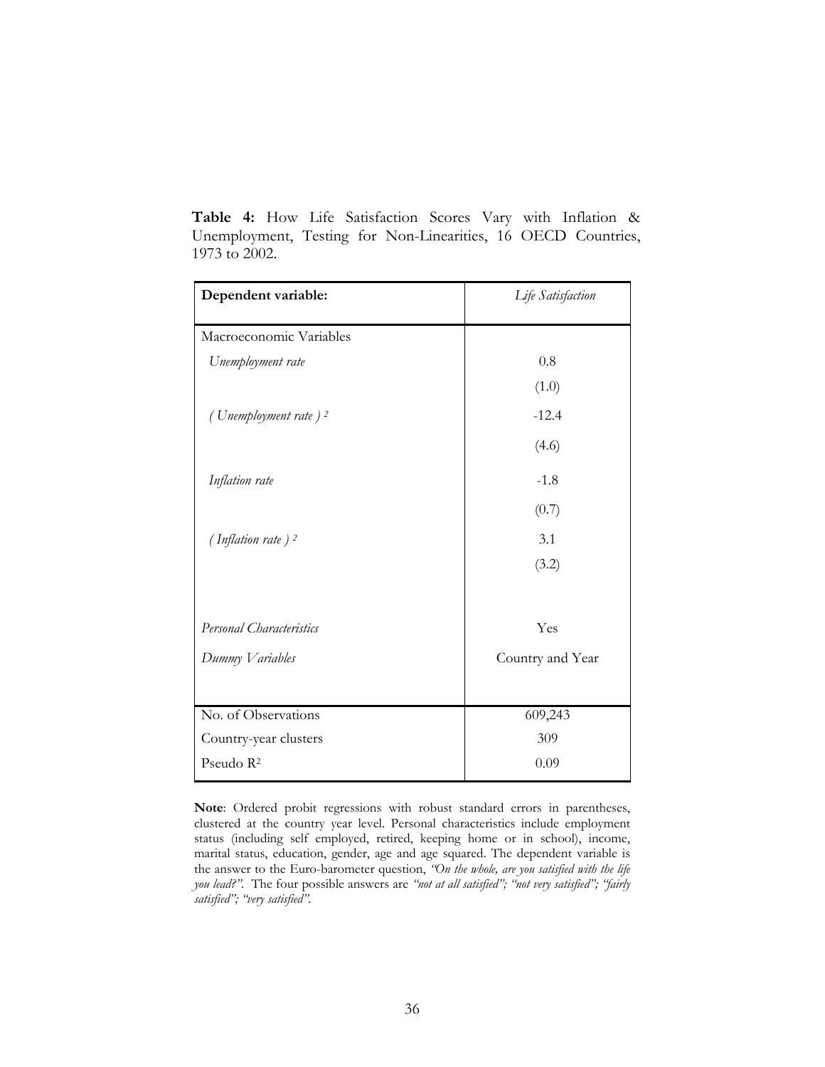**Table 4:** How Life Satisfaction Scores Vary with Inflation & Unemployment, Testing for Non-Linearities, 16 OECD Countries, 1973 to 2002.

| **Dependent variable:** | *Life Satisfaction* |
|---|---|
| Macroeconomic Variables | |
| *Unemployment rate* | 0.8 |
| | (1.0) |
| *( Unemployment rate )* $^2$ | -12.4 |
| | (4.6) |
| *Inflation rate* | -1.8 |
| | (0.7) |
| *( Inflation rate )* $^2$ | 3.1 |
| | (3.2) |
| *Personal Characteristics* | Yes |
| *Dummy Variables* | Country and Year |
| No. of Observations | 609,243 |
| Country-year clusters | 309 |
| Pseudo $R^2$ | 0.09 |

**Note**: Ordered probit regressions with robust standard errors in parentheses, clustered at the country year level. Personal characteristics include employment status (including self employed, retired, keeping home or in school), income, marital status, education, gender, age and age squared. The dependent variable is the answer to the Euro-barometer question, *"On the whole, are you satisfied with the life you lead?"*. The four possible answers are *"not at all satisfied"; "not very satisfied"; "fairly satisfied"; "very satisfied"*.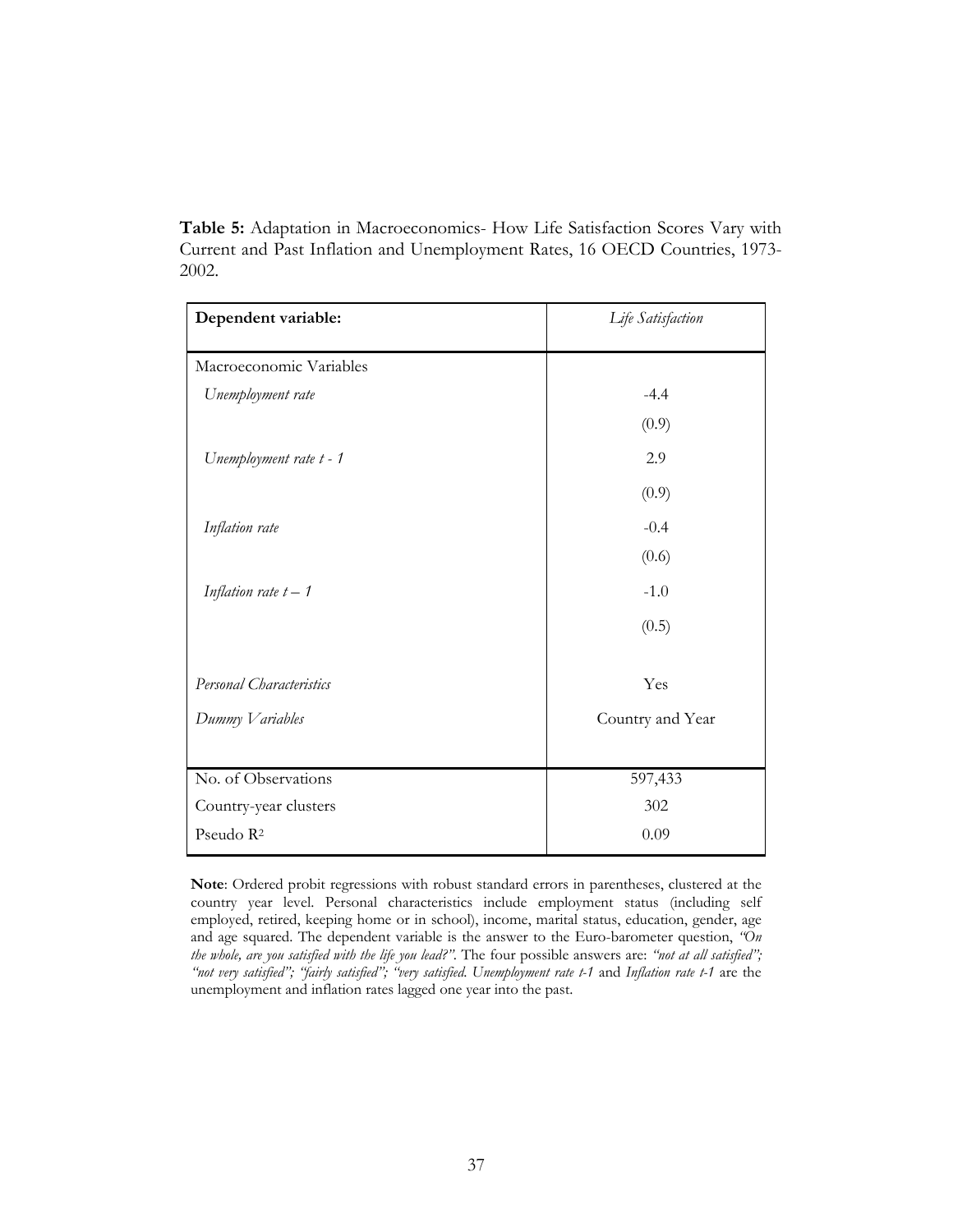**Table 5:** Adaptation in Macroeconomics- How Life Satisfaction Scores Vary with Current and Past Inflation and Unemployment Rates, 16 OECD Countries, 1973-2002.

| **Dependent variable:** | *Life Satisfaction* |
|---|---|
| Macroeconomic Variables | |
| *Unemployment rate* | -4.4 |
| | (0.9) |
| *Unemployment rate t - 1* | 2.9 |
| | (0.9) |
| *Inflation rate* | -0.4 |
| | (0.6) |
| *Inflation rate t – 1* | -1.0 |
| | (0.5) |
| *Personal Characteristics* | Yes |
| *Dummy Variables* | Country and Year |
| No. of Observations | 597,433 |
| Country-year clusters | 302 |
| Pseudo $R^2$ | 0.09 |

**Note**: Ordered probit regressions with robust standard errors in parentheses, clustered at the country year level. Personal characteristics include employment status (including self employed, retired, keeping home or in school), income, marital status, education, gender, age and age squared. The dependent variable is the answer to the Euro-barometer question, *"On the whole, are you satisfied with the life you lead?"*. The four possible answers are: *"not at all satisfied"; "not very satisfied"; "fairly satisfied"; "very satisfied. Unemployment rate t-1* and *Inflation rate t-1* are the unemployment and inflation rates lagged one year into the past.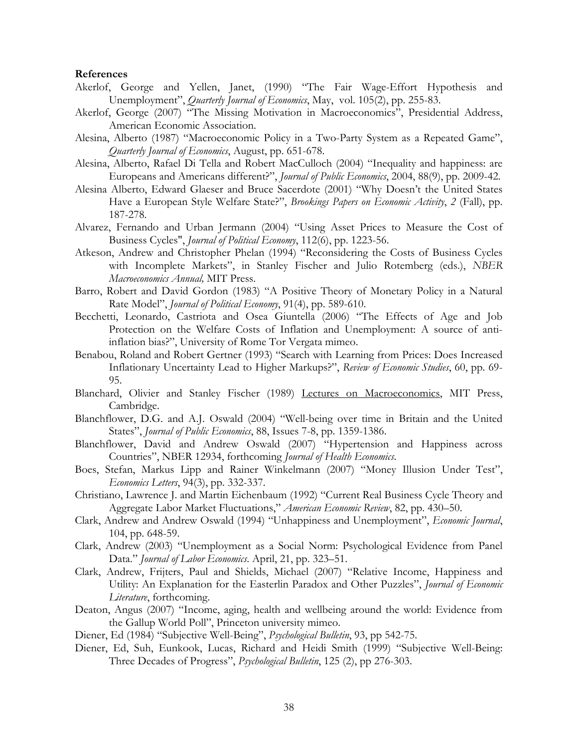**References**

Akerlof, George and Yellen, Janet, (1990) "The Fair Wage-Effort Hypothesis and Unemployment", *Quarterly Journal of Economics*, May, vol. 105(2), pp. 255-83.

Akerlof, George (2007) "The Missing Motivation in Macroeconomics", Presidential Address, American Economic Association.

Alesina, Alberto (1987) "Macroeconomic Policy in a Two-Party System as a Repeated Game", *Quarterly Journal of Economics*, August, pp. 651-678.

Alesina, Alberto, Rafael Di Tella and Robert MacCulloch (2004) "Inequality and happiness: are Europeans and Americans different?", *Journal of Public Economics*, 2004, 88(9), pp. 2009-42.

Alesina Alberto, Edward Glaeser and Bruce Sacerdote (2001) "Why Doesn't the United States Have a European Style Welfare State?", *Brookings Papers on Economic Activity*, *2* (Fall), pp. 187-278.

Alvarez, Fernando and Urban Jermann (2004) "Using Asset Prices to Measure the Cost of Business Cycles", *Journal of Political Economy*, 112(6), pp. 1223-56.

Atkeson, Andrew and Christopher Phelan (1994) "Reconsidering the Costs of Business Cycles with Incomplete Markets", in Stanley Fischer and Julio Rotemberg (eds.), *NBER Macroeconomics Annual,* MIT Press.

Barro, Robert and David Gordon (1983) "A Positive Theory of Monetary Policy in a Natural Rate Model", *Journal of Political Economy*, 91(4), pp. 589-610.

Becchetti, Leonardo, Castriota and Osea Giuntella (2006) "The Effects of Age and Job Protection on the Welfare Costs of Inflation and Unemployment: A source of anti-inflation bias?", University of Rome Tor Vergata mimeo.

Benabou, Roland and Robert Gertner (1993) "Search with Learning from Prices: Does Increased Inflationary Uncertainty Lead to Higher Markups?", *Review of Economic Studies*, 60, pp. 69-95.

Blanchard, Olivier and Stanley Fischer (1989) Lectures on Macroeconomics, MIT Press, Cambridge.

Blanchflower, D.G. and A.J. Oswald (2004) "Well-being over time in Britain and the United States", *Journal of Public Economics*, 88, Issues 7-8, pp. 1359-1386.

Blanchflower, David and Andrew Oswald (2007) "Hypertension and Happiness across Countries", NBER 12934, forthcoming *Journal of Health Economics*.

Boes, Stefan, Markus Lipp and Rainer Winkelmann (2007) "Money Illusion Under Test", *Economics Letters*, 94(3), pp. 332-337.

Christiano, Lawrence J. and Martin Eichenbaum (1992) "Current Real Business Cycle Theory and Aggregate Labor Market Fluctuations," *American Economic Review*, 82, pp. 430–50.

Clark, Andrew and Andrew Oswald (1994) "Unhappiness and Unemployment", *Economic Journal*, 104, pp. 648-59.

Clark, Andrew (2003) "Unemployment as a Social Norm: Psychological Evidence from Panel Data." *Journal of Labor Economics*. April, 21, pp. 323–51.

Clark, Andrew, Frijters, Paul and Shields, Michael (2007) "Relative Income, Happiness and Utility: An Explanation for the Easterlin Paradox and Other Puzzles", *Journal of Economic Literature*, forthcoming.

Deaton, Angus (2007) "Income, aging, health and wellbeing around the world: Evidence from the Gallup World Poll", Princeton university mimeo.

Diener, Ed (1984) "Subjective Well-Being", *Psychological Bulletin*, 93, pp 542-75.

Diener, Ed, Suh, Eunkook, Lucas, Richard and Heidi Smith (1999) "Subjective Well-Being: Three Decades of Progress", *Psychological Bulletin*, 125 (2), pp 276-303.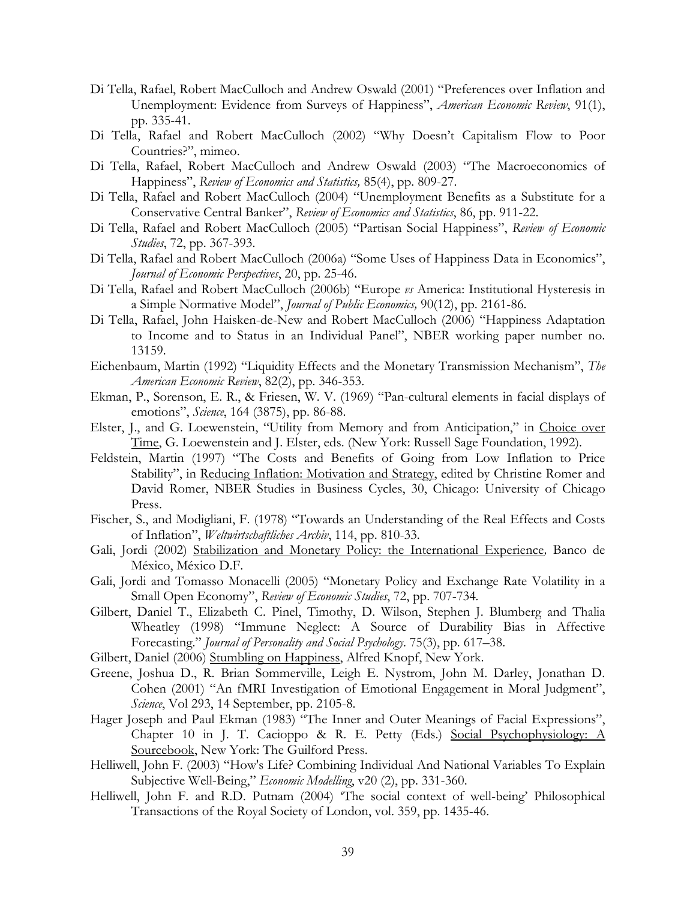Di Tella, Rafael, Robert MacCulloch and Andrew Oswald (2001) "Preferences over Inflation and Unemployment: Evidence from Surveys of Happiness", *American Economic Review*, 91(1), pp. 335-41.

Di Tella, Rafael and Robert MacCulloch (2002) "Why Doesn't Capitalism Flow to Poor Countries?", mimeo.

Di Tella, Rafael, Robert MacCulloch and Andrew Oswald (2003) "The Macroeconomics of Happiness", *Review of Economics and Statistics,* 85(4), pp. 809-27.

Di Tella, Rafael and Robert MacCulloch (2004) "Unemployment Benefits as a Substitute for a Conservative Central Banker", *Review of Economics and Statistics*, 86, pp. 911-22.

Di Tella, Rafael and Robert MacCulloch (2005) "Partisan Social Happiness", *Review of Economic Studies*, 72, pp. 367-393.

Di Tella, Rafael and Robert MacCulloch (2006a) "Some Uses of Happiness Data in Economics", *Journal of Economic Perspectives*, 20, pp. 25-46.

Di Tella, Rafael and Robert MacCulloch (2006b) "Europe *vs* America: Institutional Hysteresis in a Simple Normative Model", *Journal of Public Economics,* 90(12), pp. 2161-86.

Di Tella, Rafael, John Haisken-de-New and Robert MacCulloch (2006) "Happiness Adaptation to Income and to Status in an Individual Panel", NBER working paper number no. 13159.

Eichenbaum, Martin (1992) "Liquidity Effects and the Monetary Transmission Mechanism", *The American Economic Review*, 82(2), pp. 346-353.

Ekman, P., Sorenson, E. R., & Friesen, W. V. (1969) "Pan-cultural elements in facial displays of emotions", *Science*, 164 (3875), pp. 86-88.

Elster, J., and G. Loewenstein, "Utility from Memory and from Anticipation," in Choice over Time, G. Loewenstein and J. Elster, eds. (New York: Russell Sage Foundation, 1992).

Feldstein, Martin (1997) "The Costs and Benefits of Going from Low Inflation to Price Stability", in Reducing Inflation: Motivation and Strategy, edited by Christine Romer and David Romer, NBER Studies in Business Cycles, 30, Chicago: University of Chicago Press.

Fischer, S., and Modigliani, F. (1978) "Towards an Understanding of the Real Effects and Costs of Inflation", *Weltwirtschaftliches Archiv*, 114, pp. 810-33.

Gali, Jordi (2002) Stabilization and Monetary Policy: the International Experience*,* Banco de México, México D.F.

Gali, Jordi and Tomasso Monacelli (2005) "Monetary Policy and Exchange Rate Volatility in a Small Open Economy", *Review of Economic Studies*, 72, pp. 707-734.

Gilbert, Daniel T., Elizabeth C. Pinel, Timothy, D. Wilson, Stephen J. Blumberg and Thalia Wheatley (1998) "Immune Neglect: A Source of Durability Bias in Affective Forecasting." *Journal of Personality and Social Psychology*. 75(3), pp. 617–38.

Gilbert, Daniel (2006) Stumbling on Happiness, Alfred Knopf, New York.

Greene, Joshua D., R. Brian Sommerville, Leigh E. Nystrom, John M. Darley, Jonathan D. Cohen (2001) "An fMRI Investigation of Emotional Engagement in Moral Judgment", *Science*, Vol 293, 14 September, pp. 2105-8.

Hager Joseph and Paul Ekman (1983) "The Inner and Outer Meanings of Facial Expressions", Chapter 10 in J. T. Cacioppo & R. E. Petty (Eds.) Social Psychophysiology: A Sourcebook, New York: The Guilford Press.

Helliwell, John F. (2003) "How's Life? Combining Individual And National Variables To Explain Subjective Well-Being," *Economic Modelling*, v20 (2), pp. 331-360.

Helliwell, John F. and R.D. Putnam (2004) 'The social context of well-being' Philosophical Transactions of the Royal Society of London, vol. 359, pp. 1435-46.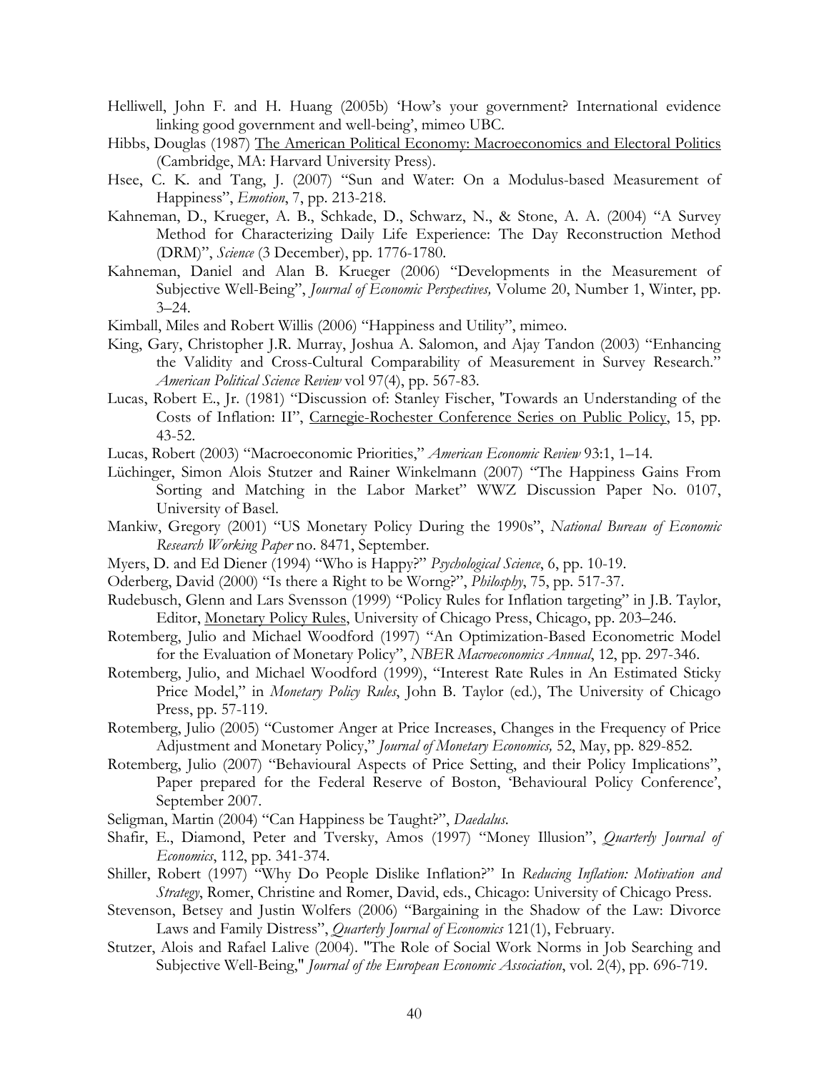Helliwell, John F. and H. Huang (2005b) 'How's your government? International evidence linking good government and well-being', mimeo UBC.

Hibbs, Douglas (1987) The American Political Economy: Macroeconomics and Electoral Politics (Cambridge, MA: Harvard University Press).

Hsee, C. K. and Tang, J. (2007) "Sun and Water: On a Modulus-based Measurement of Happiness", *Emotion*, 7, pp. 213-218.

Kahneman, D., Krueger, A. B., Schkade, D., Schwarz, N., & Stone, A. A. (2004) "A Survey Method for Characterizing Daily Life Experience: The Day Reconstruction Method (DRM)", *Science* (3 December), pp. 1776-1780.

Kahneman, Daniel and Alan B. Krueger (2006) "Developments in the Measurement of Subjective Well-Being", *Journal of Economic Perspectives,* Volume 20, Number 1, Winter, pp. 3–24.

Kimball, Miles and Robert Willis (2006) "Happiness and Utility", mimeo.

King, Gary, Christopher J.R. Murray, Joshua A. Salomon, and Ajay Tandon (2003) "Enhancing the Validity and Cross-Cultural Comparability of Measurement in Survey Research." *American Political Science Review* vol 97(4), pp. 567-83.

Lucas, Robert E., Jr. (1981) "Discussion of: Stanley Fischer, 'Towards an Understanding of the Costs of Inflation: II", Carnegie-Rochester Conference Series on Public Policy, 15, pp. 43-52.

Lucas, Robert (2003) "Macroeconomic Priorities," *American Economic Review* 93:1, 1–14.

Lüchinger, Simon Alois Stutzer and Rainer Winkelmann (2007) "The Happiness Gains From Sorting and Matching in the Labor Market" WWZ Discussion Paper No. 0107, University of Basel.

Mankiw, Gregory (2001) "US Monetary Policy During the 1990s", *National Bureau of Economic Research Working Paper* no. 8471, September.

Myers, D. and Ed Diener (1994) "Who is Happy?" *Psychological Science*, 6, pp. 10-19.

Oderberg, David (2000) "Is there a Right to be Worng?", *Philospphy*, 75, pp. 517-37.

Rudebusch, Glenn and Lars Svensson (1999) "Policy Rules for Inflation targeting" in J.B. Taylor, Editor, Monetary Policy Rules, University of Chicago Press, Chicago, pp. 203–246.

Rotemberg, Julio and Michael Woodford (1997) "An Optimization-Based Econometric Model for the Evaluation of Monetary Policy", *NBER Macroeconomics Annual*, 12, pp. 297-346.

Rotemberg, Julio, and Michael Woodford (1999), "Interest Rate Rules in An Estimated Sticky Price Model," in *Monetary Policy Rules*, John B. Taylor (ed.), The University of Chicago Press, pp. 57-119.

Rotemberg, Julio (2005) "Customer Anger at Price Increases, Changes in the Frequency of Price Adjustment and Monetary Policy," *Journal of Monetary Economics,* 52, May, pp. 829-852.

Rotemberg, Julio (2007) "Behavioural Aspects of Price Setting, and their Policy Implications", Paper prepared for the Federal Reserve of Boston, 'Behavioural Policy Conference', September 2007.

Seligman, Martin (2004) "Can Happiness be Taught?", *Daedalus*.

Shafir, E., Diamond, Peter and Tversky, Amos (1997) "Money Illusion", *Quarterly Journal of Economics*, 112, pp. 341-374.

Shiller, Robert (1997) "Why Do People Dislike Inflation?" In *Reducing Inflation: Motivation and Strategy*, Romer, Christine and Romer, David, eds., Chicago: University of Chicago Press.

Stevenson, Betsey and Justin Wolfers (2006) "Bargaining in the Shadow of the Law: Divorce Laws and Family Distress", *Quarterly Journal of Economics* 121(1), February.

Stutzer, Alois and Rafael Lalive (2004). "The Role of Social Work Norms in Job Searching and Subjective Well-Being," *Journal of the European Economic Association*, vol. 2(4), pp. 696-719.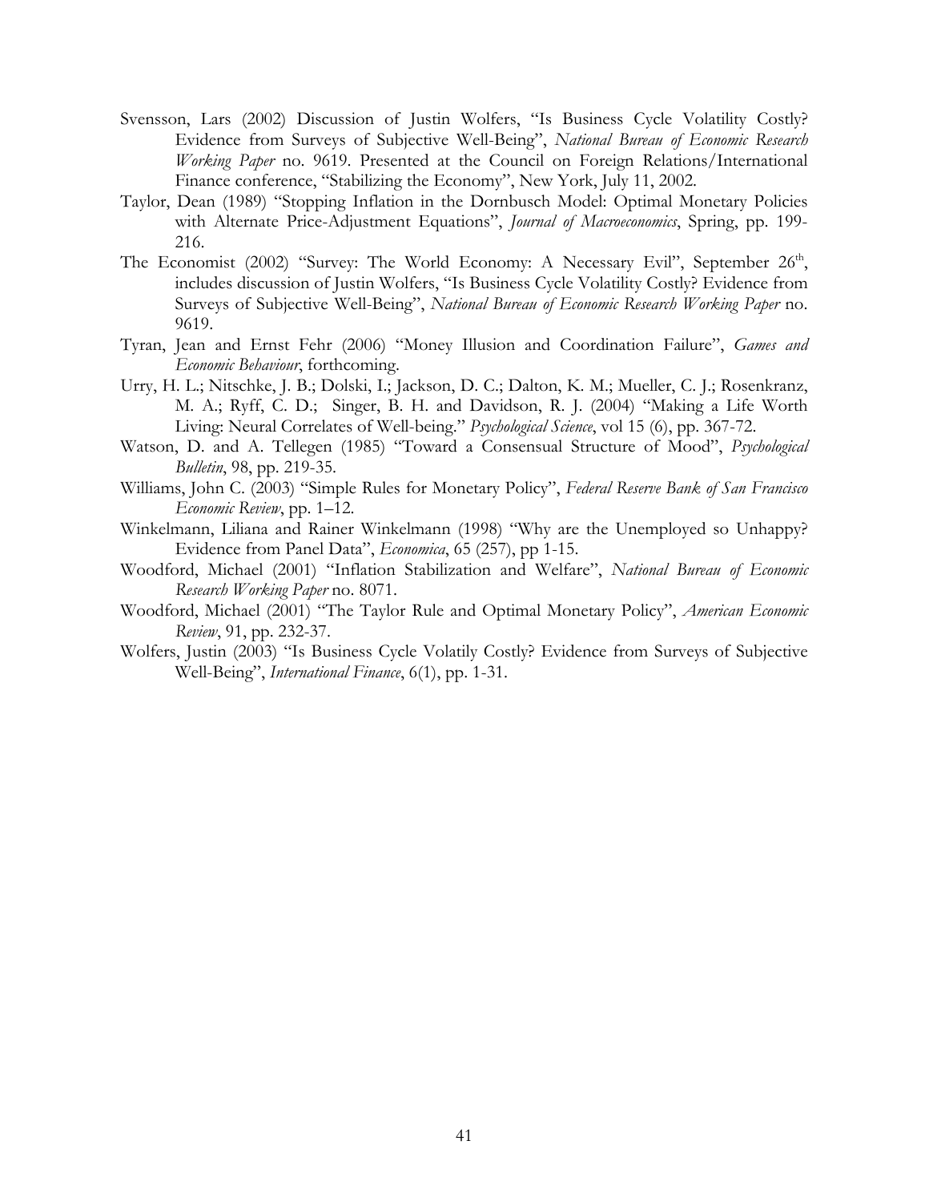Svensson, Lars (2002) Discussion of Justin Wolfers, "Is Business Cycle Volatility Costly? Evidence from Surveys of Subjective Well-Being", *National Bureau of Economic Research Working Paper* no. 9619. Presented at the Council on Foreign Relations/International Finance conference, "Stabilizing the Economy", New York, July 11, 2002.

Taylor, Dean (1989) "Stopping Inflation in the Dornbusch Model: Optimal Monetary Policies with Alternate Price-Adjustment Equations", *Journal of Macroeconomics*, Spring, pp. 199-216.

The Economist (2002) "Survey: The World Economy: A Necessary Evil", September 26th, includes discussion of Justin Wolfers, "Is Business Cycle Volatility Costly? Evidence from Surveys of Subjective Well-Being", *National Bureau of Economic Research Working Paper* no. 9619.

Tyran, Jean and Ernst Fehr (2006) "Money Illusion and Coordination Failure", *Games and Economic Behaviour*, forthcoming.

Urry, H. L.; Nitschke, J. B.; Dolski, I.; Jackson, D. C.; Dalton, K. M.; Mueller, C. J.; Rosenkranz, M. A.; Ryff, C. D.; Singer, B. H. and Davidson, R. J. (2004) "Making a Life Worth Living: Neural Correlates of Well-being." *Psychological Science*, vol 15 (6), pp. 367-72.

Watson, D. and A. Tellegen (1985) "Toward a Consensual Structure of Mood", *Psychological Bulletin*, 98, pp. 219-35.

Williams, John C. (2003) "Simple Rules for Monetary Policy", *Federal Reserve Bank of San Francisco Economic Review*, pp. 1–12.

Winkelmann, Liliana and Rainer Winkelmann (1998) "Why are the Unemployed so Unhappy? Evidence from Panel Data", *Economica*, 65 (257), pp 1-15.

Woodford, Michael (2001) "Inflation Stabilization and Welfare", *National Bureau of Economic Research Working Paper* no. 8071.

Woodford, Michael (2001) "The Taylor Rule and Optimal Monetary Policy", *American Economic Review*, 91, pp. 232-37.

Wolfers, Justin (2003) "Is Business Cycle Volatily Costly? Evidence from Surveys of Subjective Well-Being", *International Finance*, 6(1), pp. 1-31.